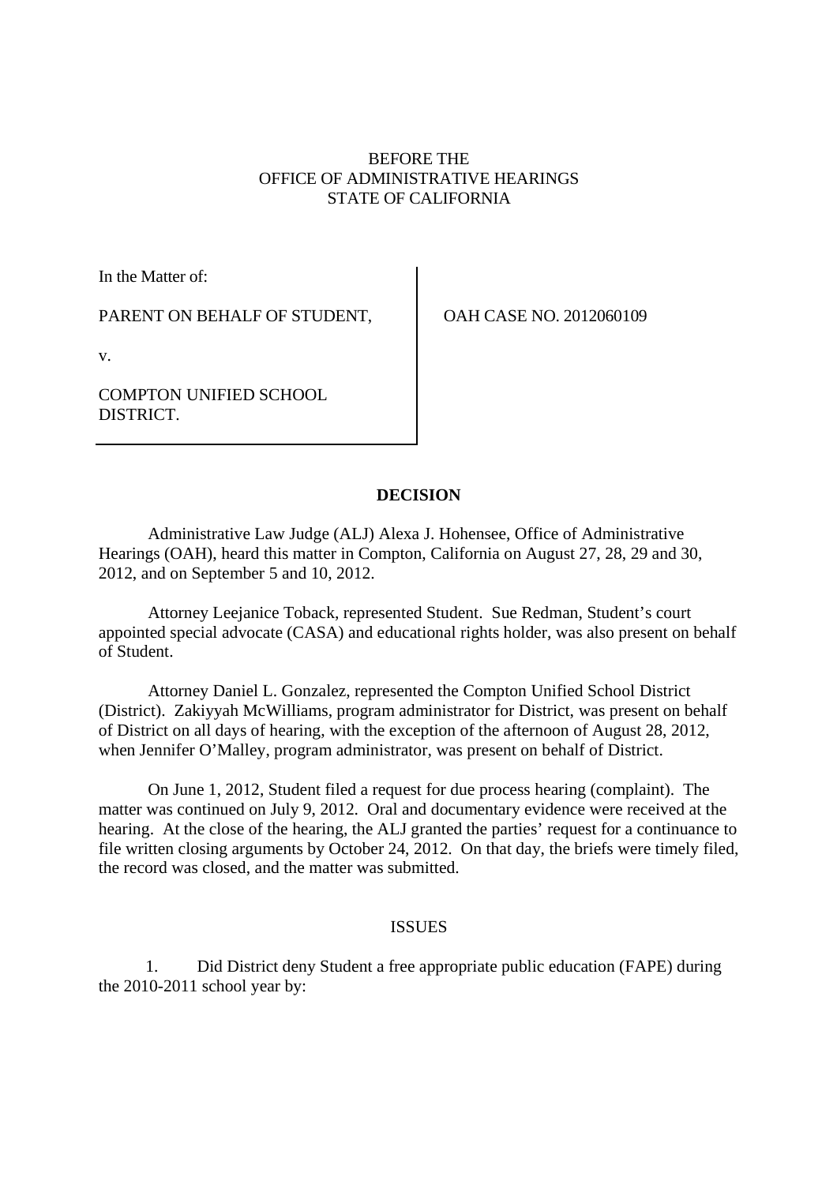BEFORE THE
OFFICE OF ADMINISTRATIVE HEARINGS
STATE OF CALIFORNIA

| | |
|---|---|
| In the Matter of:<br><br>PARENT ON BEHALF OF STUDENT,<br><br>v.<br><br>COMPTON UNIFIED SCHOOL DISTRICT. | OAH CASE NO. 2012060109 |

## DECISION

Administrative Law Judge (ALJ) Alexa J. Hohensee, Office of Administrative Hearings (OAH), heard this matter in Compton, California on August 27, 28, 29 and 30, 2012, and on September 5 and 10, 2012.

Attorney Leejanice Toback, represented Student. Sue Redman, Student's court appointed special advocate (CASA) and educational rights holder, was also present on behalf of Student.

Attorney Daniel L. Gonzalez, represented the Compton Unified School District (District). Zakiyyah McWilliams, program administrator for District, was present on behalf of District on all days of hearing, with the exception of the afternoon of August 28, 2012, when Jennifer O'Malley, program administrator, was present on behalf of District.

On June 1, 2012, Student filed a request for due process hearing (complaint). The matter was continued on July 9, 2012. Oral and documentary evidence were received at the hearing. At the close of the hearing, the ALJ granted the parties' request for a continuance to file written closing arguments by October 24, 2012. On that day, the briefs were timely filed, the record was closed, and the matter was submitted.

## ISSUES

1. Did District deny Student a free appropriate public education (FAPE) during the 2010-2011 school year by: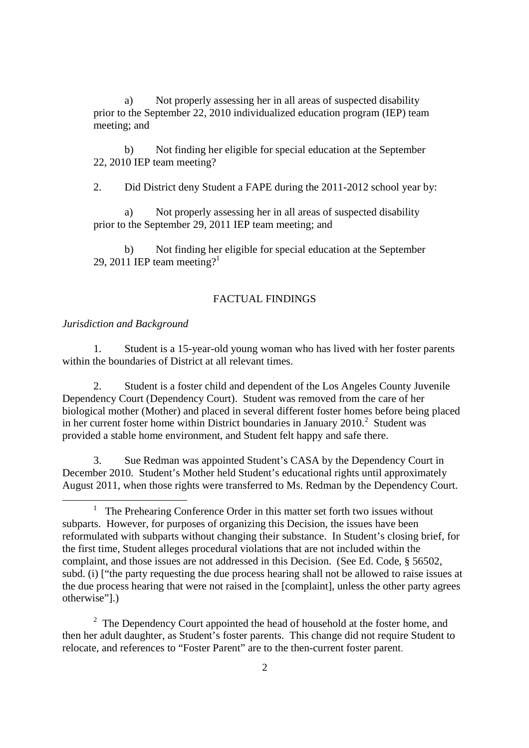a) Not properly assessing her in all areas of suspected disability prior to the September 22, 2010 individualized education program (IEP) team meeting; and

b) Not finding her eligible for special education at the September 22, 2010 IEP team meeting?

2. Did District deny Student a FAPE during the 2011-2012 school year by:

a) Not properly assessing her in all areas of suspected disability prior to the September 29, 2011 IEP team meeting; and

b) Not finding her eligible for special education at the September 29, 2011 IEP team meeting?[1]

## FACTUAL FINDINGS

*Jurisdiction and Background*

1. Student is a 15-year-old young woman who has lived with her foster parents within the boundaries of District at all relevant times.

2. Student is a foster child and dependent of the Los Angeles County Juvenile Dependency Court (Dependency Court). Student was removed from the care of her biological mother (Mother) and placed in several different foster homes before being placed in her current foster home within District boundaries in January 2010.[2] Student was provided a stable home environment, and Student felt happy and safe there.

3. Sue Redman was appointed Student's CASA by the Dependency Court in December 2010. Student's Mother held Student's educational rights until approximately August 2011, when those rights were transferred to Ms. Redman by the Dependency Court.

---

[1] The Prehearing Conference Order in this matter set forth two issues without subparts. However, for purposes of organizing this Decision, the issues have been reformulated with subparts without changing their substance. In Student's closing brief, for the first time, Student alleges procedural violations that are not included within the complaint, and those issues are not addressed in this Decision. (See Ed. Code, § 56502, subd. (i) ["the party requesting the due process hearing shall not be allowed to raise issues at the due process hearing that were not raised in the [complaint], unless the other party agrees otherwise"].)

[2] The Dependency Court appointed the head of household at the foster home, and then her adult daughter, as Student's foster parents. This change did not require Student to relocate, and references to "Foster Parent" are to the then-current foster parent.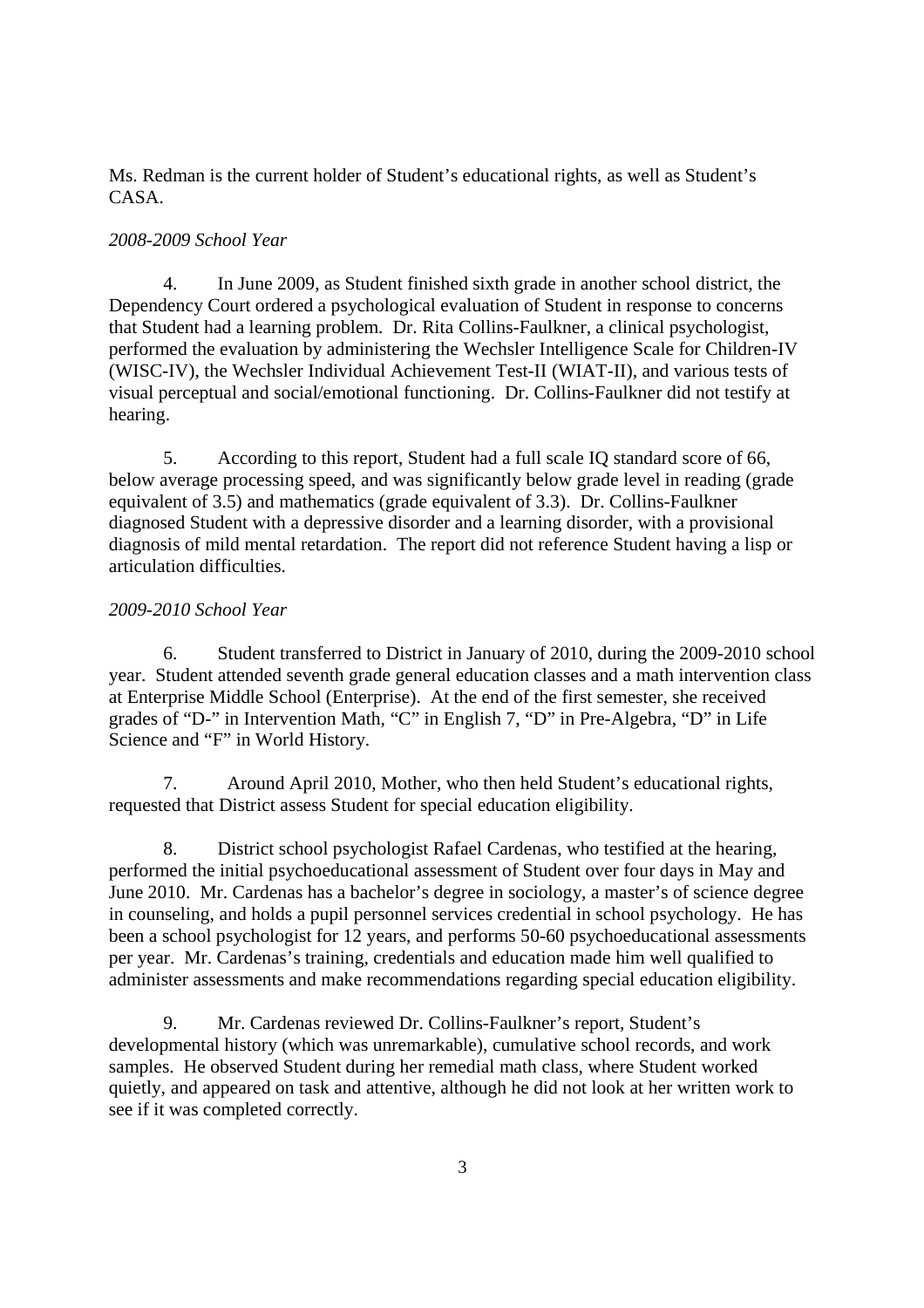Ms. Redman is the current holder of Student's educational rights, as well as Student's CASA.

*2008-2009 School Year*

4. In June 2009, as Student finished sixth grade in another school district, the Dependency Court ordered a psychological evaluation of Student in response to concerns that Student had a learning problem. Dr. Rita Collins-Faulkner, a clinical psychologist, performed the evaluation by administering the Wechsler Intelligence Scale for Children-IV (WISC-IV), the Wechsler Individual Achievement Test-II (WIAT-II), and various tests of visual perceptual and social/emotional functioning. Dr. Collins-Faulkner did not testify at hearing.

5. According to this report, Student had a full scale IQ standard score of 66, below average processing speed, and was significantly below grade level in reading (grade equivalent of 3.5) and mathematics (grade equivalent of 3.3). Dr. Collins-Faulkner diagnosed Student with a depressive disorder and a learning disorder, with a provisional diagnosis of mild mental retardation. The report did not reference Student having a lisp or articulation difficulties.

*2009-2010 School Year*

6. Student transferred to District in January of 2010, during the 2009-2010 school year. Student attended seventh grade general education classes and a math intervention class at Enterprise Middle School (Enterprise). At the end of the first semester, she received grades of "D-" in Intervention Math, "C" in English 7, "D" in Pre-Algebra, "D" in Life Science and "F" in World History.

7. Around April 2010, Mother, who then held Student's educational rights, requested that District assess Student for special education eligibility.

8. District school psychologist Rafael Cardenas, who testified at the hearing, performed the initial psychoeducational assessment of Student over four days in May and June 2010. Mr. Cardenas has a bachelor's degree in sociology, a master's of science degree in counseling, and holds a pupil personnel services credential in school psychology. He has been a school psychologist for 12 years, and performs 50-60 psychoeducational assessments per year. Mr. Cardenas's training, credentials and education made him well qualified to administer assessments and make recommendations regarding special education eligibility.

9. Mr. Cardenas reviewed Dr. Collins-Faulkner's report, Student's developmental history (which was unremarkable), cumulative school records, and work samples. He observed Student during her remedial math class, where Student worked quietly, and appeared on task and attentive, although he did not look at her written work to see if it was completed correctly.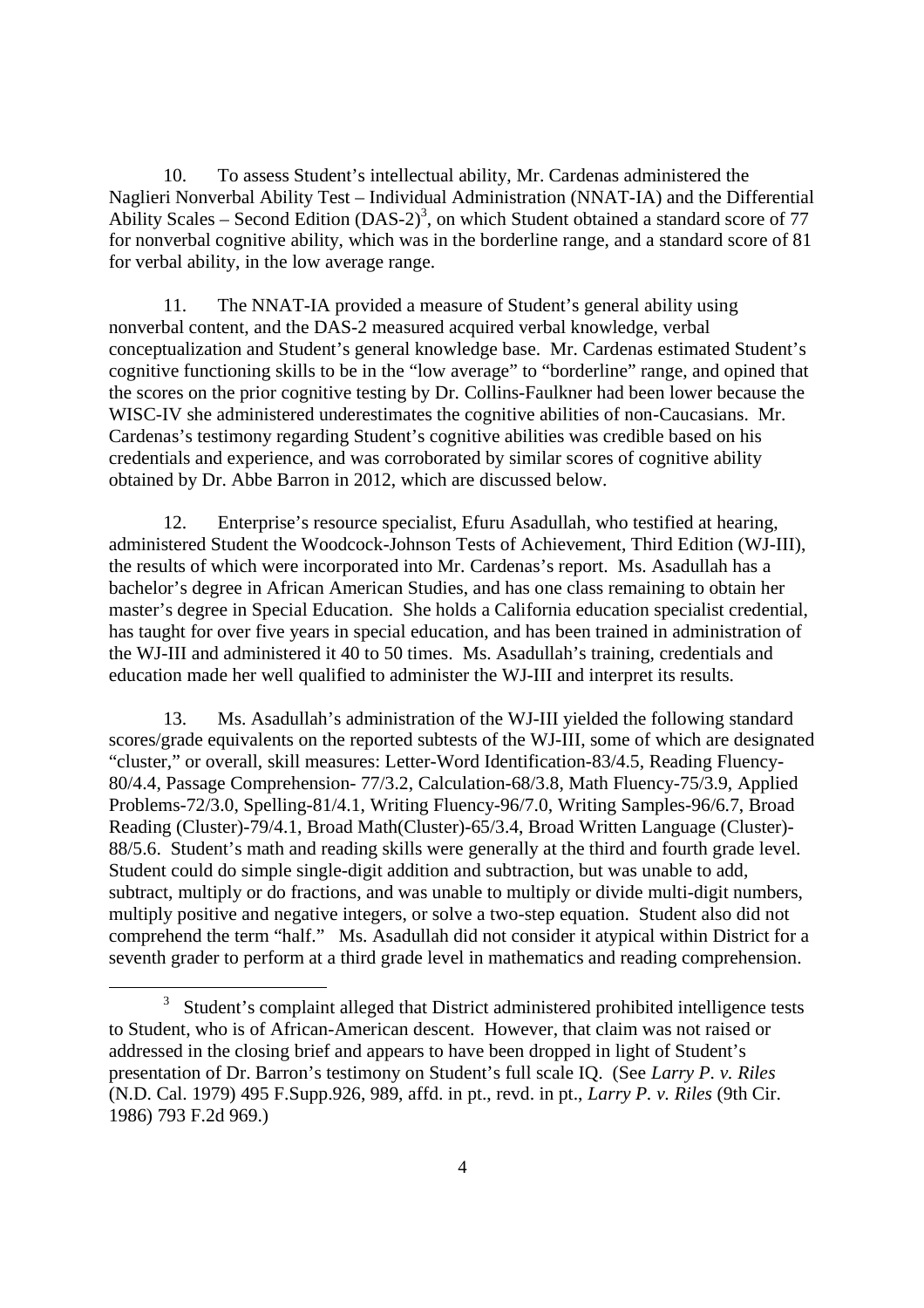10. To assess Student's intellectual ability, Mr. Cardenas administered the Naglieri Nonverbal Ability Test – Individual Administration (NNAT-IA) and the Differential Ability Scales – Second Edition (DAS-2)[3], on which Student obtained a standard score of 77 for nonverbal cognitive ability, which was in the borderline range, and a standard score of 81 for verbal ability, in the low average range.

11. The NNAT-IA provided a measure of Student's general ability using nonverbal content, and the DAS-2 measured acquired verbal knowledge, verbal conceptualization and Student's general knowledge base. Mr. Cardenas estimated Student's cognitive functioning skills to be in the "low average" to "borderline" range, and opined that the scores on the prior cognitive testing by Dr. Collins-Faulkner had been lower because the WISC-IV she administered underestimates the cognitive abilities of non-Caucasians. Mr. Cardenas's testimony regarding Student's cognitive abilities was credible based on his credentials and experience, and was corroborated by similar scores of cognitive ability obtained by Dr. Abbe Barron in 2012, which are discussed below.

12. Enterprise's resource specialist, Efuru Asadullah, who testified at hearing, administered Student the Woodcock-Johnson Tests of Achievement, Third Edition (WJ-III), the results of which were incorporated into Mr. Cardenas's report. Ms. Asadullah has a bachelor's degree in African American Studies, and has one class remaining to obtain her master's degree in Special Education. She holds a California education specialist credential, has taught for over five years in special education, and has been trained in administration of the WJ-III and administered it 40 to 50 times. Ms. Asadullah's training, credentials and education made her well qualified to administer the WJ-III and interpret its results.

13. Ms. Asadullah's administration of the WJ-III yielded the following standard scores/grade equivalents on the reported subtests of the WJ-III, some of which are designated "cluster," or overall, skill measures: Letter-Word Identification-83/4.5, Reading Fluency-80/4.4, Passage Comprehension- 77/3.2, Calculation-68/3.8, Math Fluency-75/3.9, Applied Problems-72/3.0, Spelling-81/4.1, Writing Fluency-96/7.0, Writing Samples-96/6.7, Broad Reading (Cluster)-79/4.1, Broad Math(Cluster)-65/3.4, Broad Written Language (Cluster)-88/5.6. Student's math and reading skills were generally at the third and fourth grade level. Student could do simple single-digit addition and subtraction, but was unable to add, subtract, multiply or do fractions, and was unable to multiply or divide multi-digit numbers, multiply positive and negative integers, or solve a two-step equation. Student also did not comprehend the term "half." Ms. Asadullah did not consider it atypical within District for a seventh grader to perform at a third grade level in mathematics and reading comprehension.

---

[3] Student's complaint alleged that District administered prohibited intelligence tests to Student, who is of African-American descent. However, that claim was not raised or addressed in the closing brief and appears to have been dropped in light of Student's presentation of Dr. Barron's testimony on Student's full scale IQ. (See *Larry P. v. Riles* (N.D. Cal. 1979) 495 F.Supp.926, 989, affd. in pt., revd. in pt., *Larry P. v. Riles* (9th Cir. 1986) 793 F.2d 969.)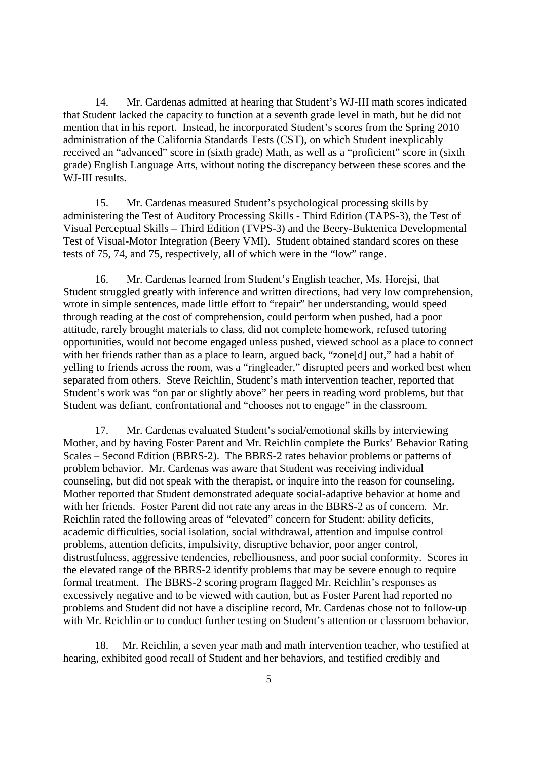14. Mr. Cardenas admitted at hearing that Student's WJ-III math scores indicated that Student lacked the capacity to function at a seventh grade level in math, but he did not mention that in his report. Instead, he incorporated Student's scores from the Spring 2010 administration of the California Standards Tests (CST), on which Student inexplicably received an "advanced" score in (sixth grade) Math, as well as a "proficient" score in (sixth grade) English Language Arts, without noting the discrepancy between these scores and the WJ-III results.

15. Mr. Cardenas measured Student's psychological processing skills by administering the Test of Auditory Processing Skills - Third Edition (TAPS-3), the Test of Visual Perceptual Skills – Third Edition (TVPS-3) and the Beery-Buktenica Developmental Test of Visual-Motor Integration (Beery VMI). Student obtained standard scores on these tests of 75, 74, and 75, respectively, all of which were in the "low" range.

16. Mr. Cardenas learned from Student's English teacher, Ms. Horejsi, that Student struggled greatly with inference and written directions, had very low comprehension, wrote in simple sentences, made little effort to "repair" her understanding, would speed through reading at the cost of comprehension, could perform when pushed, had a poor attitude, rarely brought materials to class, did not complete homework, refused tutoring opportunities, would not become engaged unless pushed, viewed school as a place to connect with her friends rather than as a place to learn, argued back, "zone[d] out," had a habit of yelling to friends across the room, was a "ringleader," disrupted peers and worked best when separated from others. Steve Reichlin, Student's math intervention teacher, reported that Student's work was "on par or slightly above" her peers in reading word problems, but that Student was defiant, confrontational and "chooses not to engage" in the classroom.

17. Mr. Cardenas evaluated Student's social/emotional skills by interviewing Mother, and by having Foster Parent and Mr. Reichlin complete the Burks' Behavior Rating Scales – Second Edition (BBRS-2). The BBRS-2 rates behavior problems or patterns of problem behavior. Mr. Cardenas was aware that Student was receiving individual counseling, but did not speak with the therapist, or inquire into the reason for counseling. Mother reported that Student demonstrated adequate social-adaptive behavior at home and with her friends. Foster Parent did not rate any areas in the BBRS-2 as of concern. Mr. Reichlin rated the following areas of "elevated" concern for Student: ability deficits, academic difficulties, social isolation, social withdrawal, attention and impulse control problems, attention deficits, impulsivity, disruptive behavior, poor anger control, distrustfulness, aggressive tendencies, rebelliousness, and poor social conformity. Scores in the elevated range of the BBRS-2 identify problems that may be severe enough to require formal treatment. The BBRS-2 scoring program flagged Mr. Reichlin's responses as excessively negative and to be viewed with caution, but as Foster Parent had reported no problems and Student did not have a discipline record, Mr. Cardenas chose not to follow-up with Mr. Reichlin or to conduct further testing on Student's attention or classroom behavior.

18. Mr. Reichlin, a seven year math and math intervention teacher, who testified at hearing, exhibited good recall of Student and her behaviors, and testified credibly and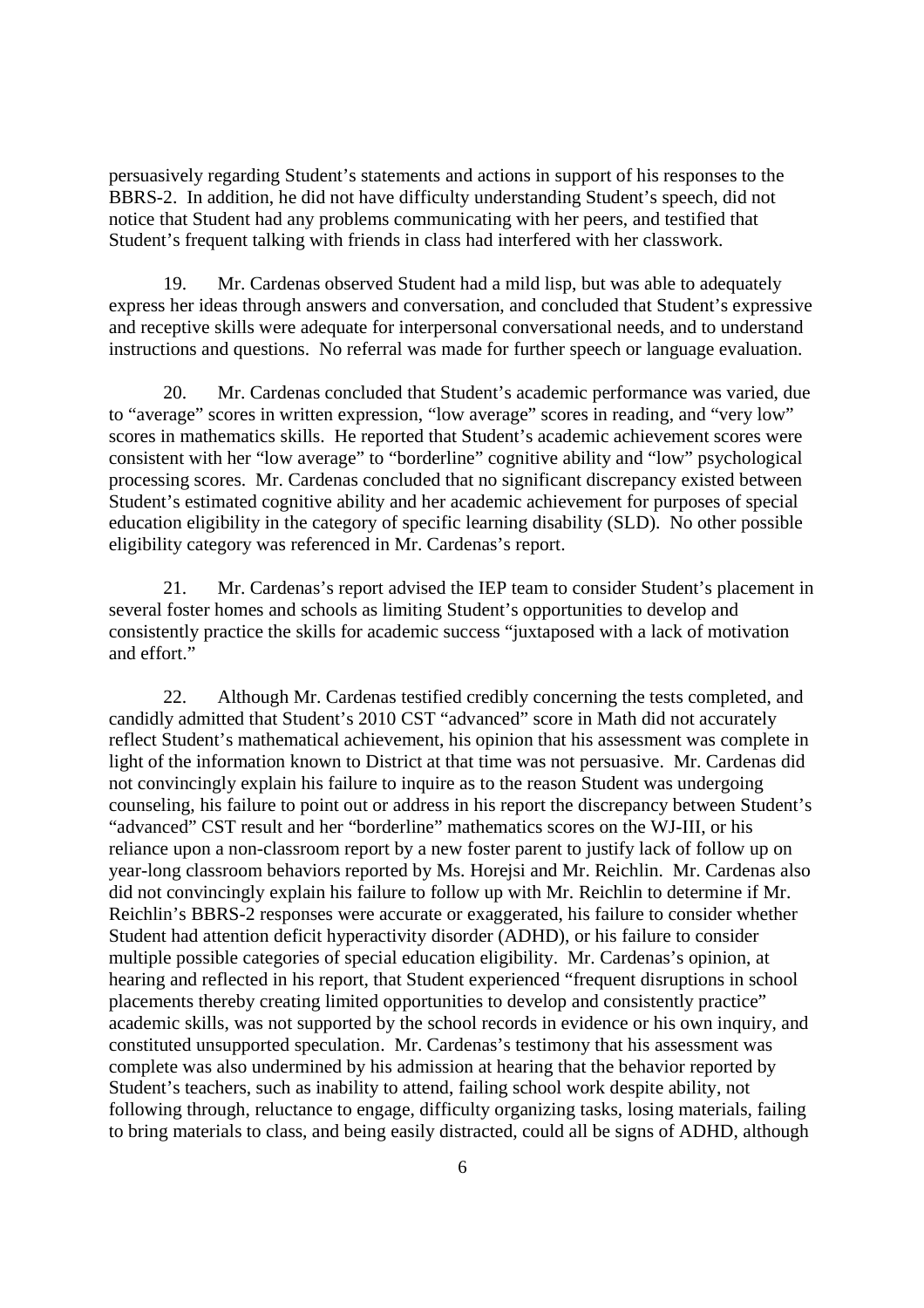persuasively regarding Student's statements and actions in support of his responses to the BBRS-2. In addition, he did not have difficulty understanding Student's speech, did not notice that Student had any problems communicating with her peers, and testified that Student's frequent talking with friends in class had interfered with her classwork.

19. Mr. Cardenas observed Student had a mild lisp, but was able to adequately express her ideas through answers and conversation, and concluded that Student's expressive and receptive skills were adequate for interpersonal conversational needs, and to understand instructions and questions. No referral was made for further speech or language evaluation.

20. Mr. Cardenas concluded that Student's academic performance was varied, due to "average" scores in written expression, "low average" scores in reading, and "very low" scores in mathematics skills. He reported that Student's academic achievement scores were consistent with her "low average" to "borderline" cognitive ability and "low" psychological processing scores. Mr. Cardenas concluded that no significant discrepancy existed between Student's estimated cognitive ability and her academic achievement for purposes of special education eligibility in the category of specific learning disability (SLD). No other possible eligibility category was referenced in Mr. Cardenas's report.

21. Mr. Cardenas's report advised the IEP team to consider Student's placement in several foster homes and schools as limiting Student's opportunities to develop and consistently practice the skills for academic success "juxtaposed with a lack of motivation and effort."

22. Although Mr. Cardenas testified credibly concerning the tests completed, and candidly admitted that Student's 2010 CST "advanced" score in Math did not accurately reflect Student's mathematical achievement, his opinion that his assessment was complete in light of the information known to District at that time was not persuasive. Mr. Cardenas did not convincingly explain his failure to inquire as to the reason Student was undergoing counseling, his failure to point out or address in his report the discrepancy between Student's "advanced" CST result and her "borderline" mathematics scores on the WJ-III, or his reliance upon a non-classroom report by a new foster parent to justify lack of follow up on year-long classroom behaviors reported by Ms. Horejsi and Mr. Reichlin. Mr. Cardenas also did not convincingly explain his failure to follow up with Mr. Reichlin to determine if Mr. Reichlin's BBRS-2 responses were accurate or exaggerated, his failure to consider whether Student had attention deficit hyperactivity disorder (ADHD), or his failure to consider multiple possible categories of special education eligibility. Mr. Cardenas's opinion, at hearing and reflected in his report, that Student experienced "frequent disruptions in school placements thereby creating limited opportunities to develop and consistently practice" academic skills, was not supported by the school records in evidence or his own inquiry, and constituted unsupported speculation. Mr. Cardenas's testimony that his assessment was complete was also undermined by his admission at hearing that the behavior reported by Student's teachers, such as inability to attend, failing school work despite ability, not following through, reluctance to engage, difficulty organizing tasks, losing materials, failing to bring materials to class, and being easily distracted, could all be signs of ADHD, although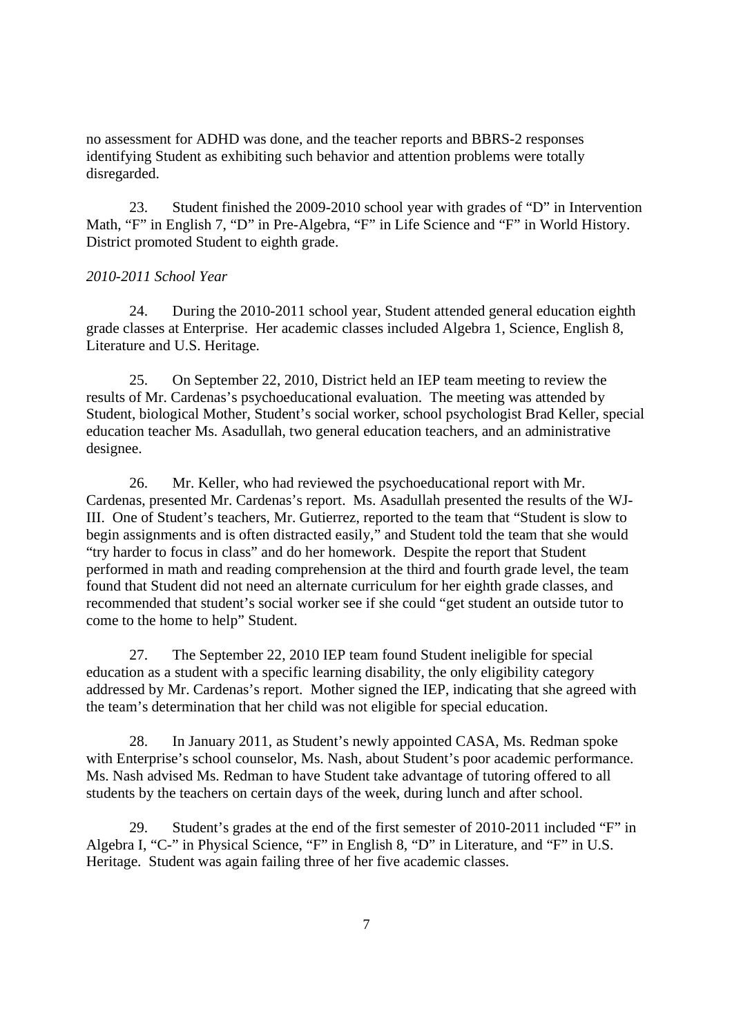no assessment for ADHD was done, and the teacher reports and BBRS-2 responses identifying Student as exhibiting such behavior and attention problems were totally disregarded.

23. Student finished the 2009-2010 school year with grades of "D" in Intervention Math, "F" in English 7, "D" in Pre-Algebra, "F" in Life Science and "F" in World History. District promoted Student to eighth grade.

*2010-2011 School Year*

24. During the 2010-2011 school year, Student attended general education eighth grade classes at Enterprise. Her academic classes included Algebra 1, Science, English 8, Literature and U.S. Heritage.

25. On September 22, 2010, District held an IEP team meeting to review the results of Mr. Cardenas's psychoeducational evaluation. The meeting was attended by Student, biological Mother, Student's social worker, school psychologist Brad Keller, special education teacher Ms. Asadullah, two general education teachers, and an administrative designee.

26. Mr. Keller, who had reviewed the psychoeducational report with Mr. Cardenas, presented Mr. Cardenas's report. Ms. Asadullah presented the results of the WJ-III. One of Student's teachers, Mr. Gutierrez, reported to the team that "Student is slow to begin assignments and is often distracted easily," and Student told the team that she would "try harder to focus in class" and do her homework. Despite the report that Student performed in math and reading comprehension at the third and fourth grade level, the team found that Student did not need an alternate curriculum for her eighth grade classes, and recommended that student's social worker see if she could "get student an outside tutor to come to the home to help" Student.

27. The September 22, 2010 IEP team found Student ineligible for special education as a student with a specific learning disability, the only eligibility category addressed by Mr. Cardenas's report. Mother signed the IEP, indicating that she agreed with the team's determination that her child was not eligible for special education.

28. In January 2011, as Student's newly appointed CASA, Ms. Redman spoke with Enterprise's school counselor, Ms. Nash, about Student's poor academic performance. Ms. Nash advised Ms. Redman to have Student take advantage of tutoring offered to all students by the teachers on certain days of the week, during lunch and after school.

29. Student's grades at the end of the first semester of 2010-2011 included "F" in Algebra I, "C-" in Physical Science, "F" in English 8, "D" in Literature, and "F" in U.S. Heritage. Student was again failing three of her five academic classes.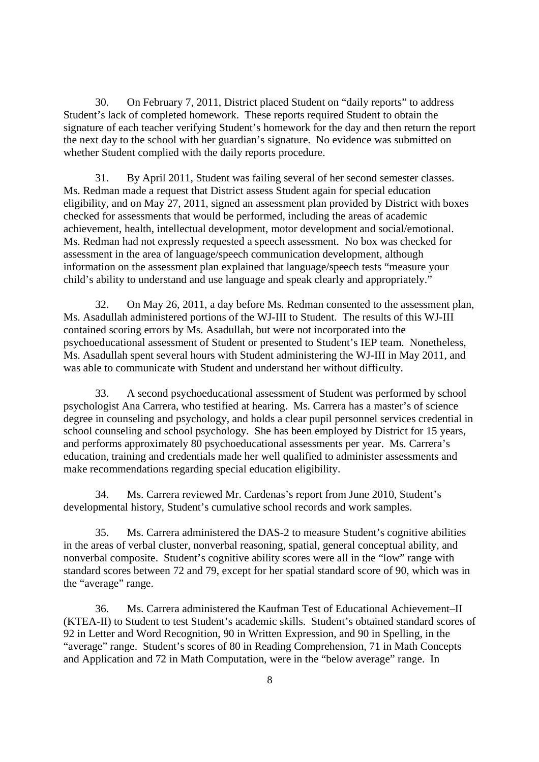30. On February 7, 2011, District placed Student on "daily reports" to address Student's lack of completed homework. These reports required Student to obtain the signature of each teacher verifying Student's homework for the day and then return the report the next day to the school with her guardian's signature. No evidence was submitted on whether Student complied with the daily reports procedure.

31. By April 2011, Student was failing several of her second semester classes. Ms. Redman made a request that District assess Student again for special education eligibility, and on May 27, 2011, signed an assessment plan provided by District with boxes checked for assessments that would be performed, including the areas of academic achievement, health, intellectual development, motor development and social/emotional. Ms. Redman had not expressly requested a speech assessment. No box was checked for assessment in the area of language/speech communication development, although information on the assessment plan explained that language/speech tests "measure your child's ability to understand and use language and speak clearly and appropriately."

32. On May 26, 2011, a day before Ms. Redman consented to the assessment plan, Ms. Asadullah administered portions of the WJ-III to Student. The results of this WJ-III contained scoring errors by Ms. Asadullah, but were not incorporated into the psychoeducational assessment of Student or presented to Student's IEP team. Nonetheless, Ms. Asadullah spent several hours with Student administering the WJ-III in May 2011, and was able to communicate with Student and understand her without difficulty.

33. A second psychoeducational assessment of Student was performed by school psychologist Ana Carrera, who testified at hearing. Ms. Carrera has a master's of science degree in counseling and psychology, and holds a clear pupil personnel services credential in school counseling and school psychology. She has been employed by District for 15 years, and performs approximately 80 psychoeducational assessments per year. Ms. Carrera's education, training and credentials made her well qualified to administer assessments and make recommendations regarding special education eligibility.

34. Ms. Carrera reviewed Mr. Cardenas's report from June 2010, Student's developmental history, Student's cumulative school records and work samples.

35. Ms. Carrera administered the DAS-2 to measure Student's cognitive abilities in the areas of verbal cluster, nonverbal reasoning, spatial, general conceptual ability, and nonverbal composite. Student's cognitive ability scores were all in the "low" range with standard scores between 72 and 79, except for her spatial standard score of 90, which was in the "average" range.

36. Ms. Carrera administered the Kaufman Test of Educational Achievement–II (KTEA-II) to Student to test Student's academic skills. Student's obtained standard scores of 92 in Letter and Word Recognition, 90 in Written Expression, and 90 in Spelling, in the "average" range. Student's scores of 80 in Reading Comprehension, 71 in Math Concepts and Application and 72 in Math Computation, were in the "below average" range. In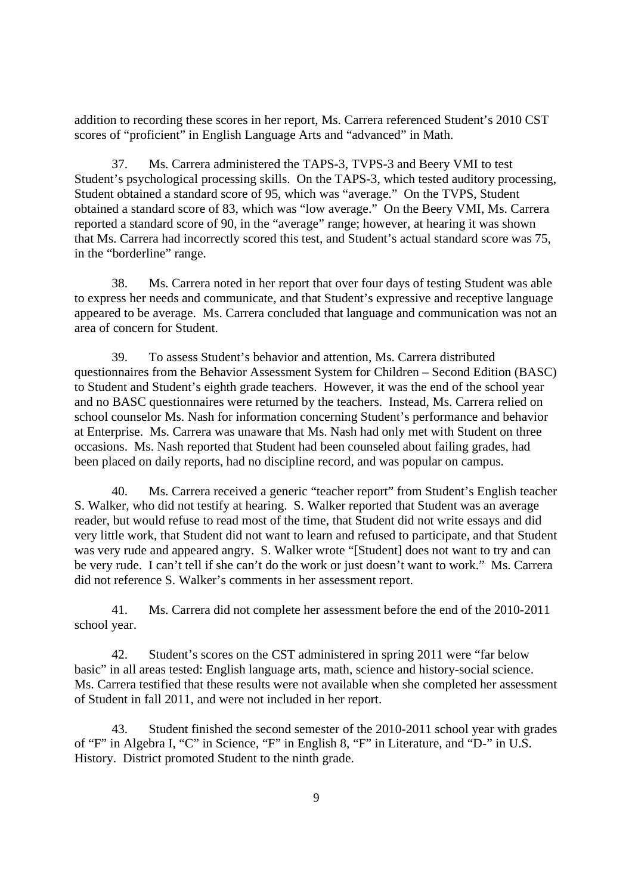addition to recording these scores in her report, Ms. Carrera referenced Student's 2010 CST scores of "proficient" in English Language Arts and "advanced" in Math.

37. Ms. Carrera administered the TAPS-3, TVPS-3 and Beery VMI to test Student's psychological processing skills. On the TAPS-3, which tested auditory processing, Student obtained a standard score of 95, which was "average." On the TVPS, Student obtained a standard score of 83, which was "low average." On the Beery VMI, Ms. Carrera reported a standard score of 90, in the "average" range; however, at hearing it was shown that Ms. Carrera had incorrectly scored this test, and Student's actual standard score was 75, in the "borderline" range.

38. Ms. Carrera noted in her report that over four days of testing Student was able to express her needs and communicate, and that Student's expressive and receptive language appeared to be average. Ms. Carrera concluded that language and communication was not an area of concern for Student.

39. To assess Student's behavior and attention, Ms. Carrera distributed questionnaires from the Behavior Assessment System for Children – Second Edition (BASC) to Student and Student's eighth grade teachers. However, it was the end of the school year and no BASC questionnaires were returned by the teachers. Instead, Ms. Carrera relied on school counselor Ms. Nash for information concerning Student's performance and behavior at Enterprise. Ms. Carrera was unaware that Ms. Nash had only met with Student on three occasions. Ms. Nash reported that Student had been counseled about failing grades, had been placed on daily reports, had no discipline record, and was popular on campus.

40. Ms. Carrera received a generic "teacher report" from Student's English teacher S. Walker, who did not testify at hearing. S. Walker reported that Student was an average reader, but would refuse to read most of the time, that Student did not write essays and did very little work, that Student did not want to learn and refused to participate, and that Student was very rude and appeared angry. S. Walker wrote "[Student] does not want to try and can be very rude. I can't tell if she can't do the work or just doesn't want to work." Ms. Carrera did not reference S. Walker's comments in her assessment report.

41. Ms. Carrera did not complete her assessment before the end of the 2010-2011 school year.

42. Student's scores on the CST administered in spring 2011 were "far below basic" in all areas tested: English language arts, math, science and history-social science. Ms. Carrera testified that these results were not available when she completed her assessment of Student in fall 2011, and were not included in her report.

43. Student finished the second semester of the 2010-2011 school year with grades of "F" in Algebra I, "C" in Science, "F" in English 8, "F" in Literature, and "D-" in U.S. History. District promoted Student to the ninth grade.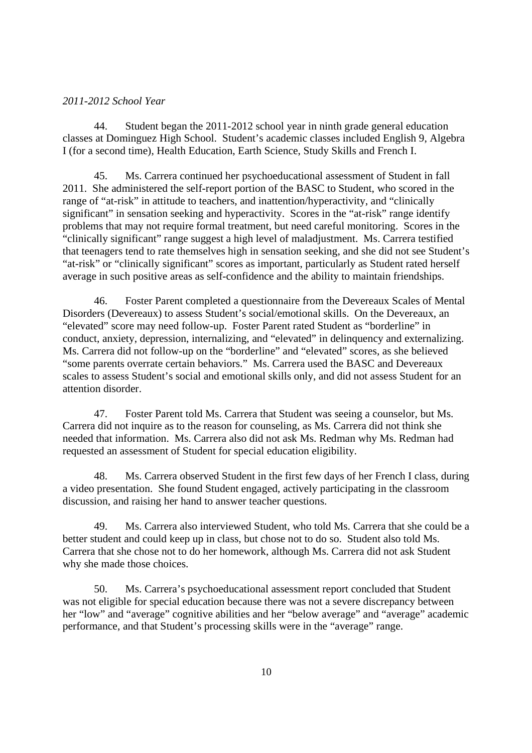*2011-2012 School Year*

44. Student began the 2011-2012 school year in ninth grade general education classes at Dominguez High School. Student's academic classes included English 9, Algebra I (for a second time), Health Education, Earth Science, Study Skills and French I.

45. Ms. Carrera continued her psychoeducational assessment of Student in fall 2011. She administered the self-report portion of the BASC to Student, who scored in the range of "at-risk" in attitude to teachers, and inattention/hyperactivity, and "clinically significant" in sensation seeking and hyperactivity. Scores in the "at-risk" range identify problems that may not require formal treatment, but need careful monitoring. Scores in the "clinically significant" range suggest a high level of maladjustment. Ms. Carrera testified that teenagers tend to rate themselves high in sensation seeking, and she did not see Student's "at-risk" or "clinically significant" scores as important, particularly as Student rated herself average in such positive areas as self-confidence and the ability to maintain friendships.

46. Foster Parent completed a questionnaire from the Devereaux Scales of Mental Disorders (Devereaux) to assess Student's social/emotional skills. On the Devereaux, an "elevated" score may need follow-up. Foster Parent rated Student as "borderline" in conduct, anxiety, depression, internalizing, and "elevated" in delinquency and externalizing. Ms. Carrera did not follow-up on the "borderline" and "elevated" scores, as she believed "some parents overrate certain behaviors." Ms. Carrera used the BASC and Devereaux scales to assess Student's social and emotional skills only, and did not assess Student for an attention disorder.

47. Foster Parent told Ms. Carrera that Student was seeing a counselor, but Ms. Carrera did not inquire as to the reason for counseling, as Ms. Carrera did not think she needed that information. Ms. Carrera also did not ask Ms. Redman why Ms. Redman had requested an assessment of Student for special education eligibility.

48. Ms. Carrera observed Student in the first few days of her French I class, during a video presentation. She found Student engaged, actively participating in the classroom discussion, and raising her hand to answer teacher questions.

49. Ms. Carrera also interviewed Student, who told Ms. Carrera that she could be a better student and could keep up in class, but chose not to do so. Student also told Ms. Carrera that she chose not to do her homework, although Ms. Carrera did not ask Student why she made those choices.

50. Ms. Carrera's psychoeducational assessment report concluded that Student was not eligible for special education because there was not a severe discrepancy between her "low" and "average" cognitive abilities and her "below average" and "average" academic performance, and that Student's processing skills were in the "average" range.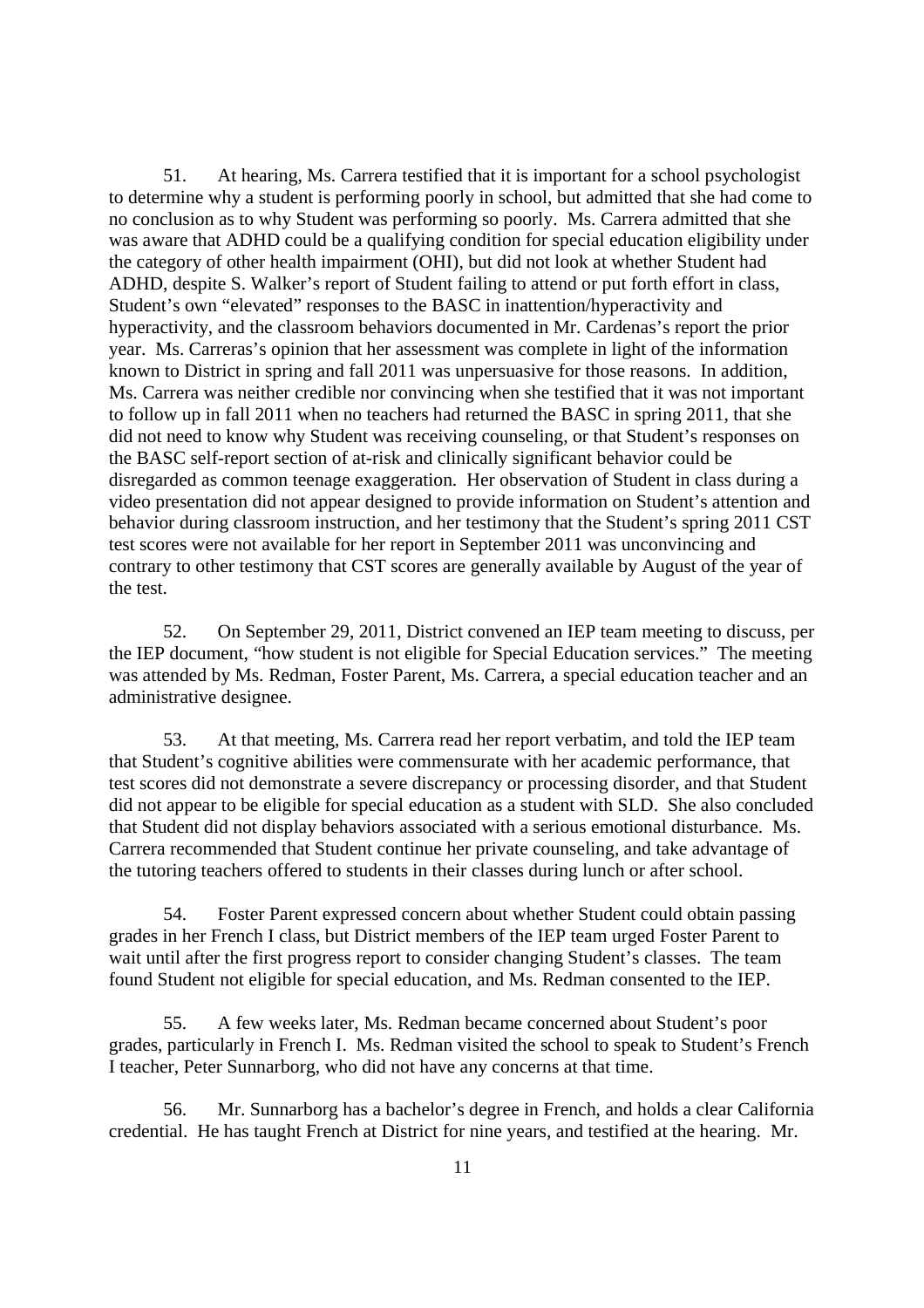51. At hearing, Ms. Carrera testified that it is important for a school psychologist to determine why a student is performing poorly in school, but admitted that she had come to no conclusion as to why Student was performing so poorly. Ms. Carrera admitted that she was aware that ADHD could be a qualifying condition for special education eligibility under the category of other health impairment (OHI), but did not look at whether Student had ADHD, despite S. Walker's report of Student failing to attend or put forth effort in class, Student's own "elevated" responses to the BASC in inattention/hyperactivity and hyperactivity, and the classroom behaviors documented in Mr. Cardenas's report the prior year. Ms. Carreras's opinion that her assessment was complete in light of the information known to District in spring and fall 2011 was unpersuasive for those reasons. In addition, Ms. Carrera was neither credible nor convincing when she testified that it was not important to follow up in fall 2011 when no teachers had returned the BASC in spring 2011, that she did not need to know why Student was receiving counseling, or that Student's responses on the BASC self-report section of at-risk and clinically significant behavior could be disregarded as common teenage exaggeration. Her observation of Student in class during a video presentation did not appear designed to provide information on Student's attention and behavior during classroom instruction, and her testimony that the Student's spring 2011 CST test scores were not available for her report in September 2011 was unconvincing and contrary to other testimony that CST scores are generally available by August of the year of the test.

52. On September 29, 2011, District convened an IEP team meeting to discuss, per the IEP document, "how student is not eligible for Special Education services." The meeting was attended by Ms. Redman, Foster Parent, Ms. Carrera, a special education teacher and an administrative designee.

53. At that meeting, Ms. Carrera read her report verbatim, and told the IEP team that Student's cognitive abilities were commensurate with her academic performance, that test scores did not demonstrate a severe discrepancy or processing disorder, and that Student did not appear to be eligible for special education as a student with SLD. She also concluded that Student did not display behaviors associated with a serious emotional disturbance. Ms. Carrera recommended that Student continue her private counseling, and take advantage of the tutoring teachers offered to students in their classes during lunch or after school.

54. Foster Parent expressed concern about whether Student could obtain passing grades in her French I class, but District members of the IEP team urged Foster Parent to wait until after the first progress report to consider changing Student's classes. The team found Student not eligible for special education, and Ms. Redman consented to the IEP.

55. A few weeks later, Ms. Redman became concerned about Student's poor grades, particularly in French I. Ms. Redman visited the school to speak to Student's French I teacher, Peter Sunnarborg, who did not have any concerns at that time.

56. Mr. Sunnarborg has a bachelor's degree in French, and holds a clear California credential. He has taught French at District for nine years, and testified at the hearing. Mr.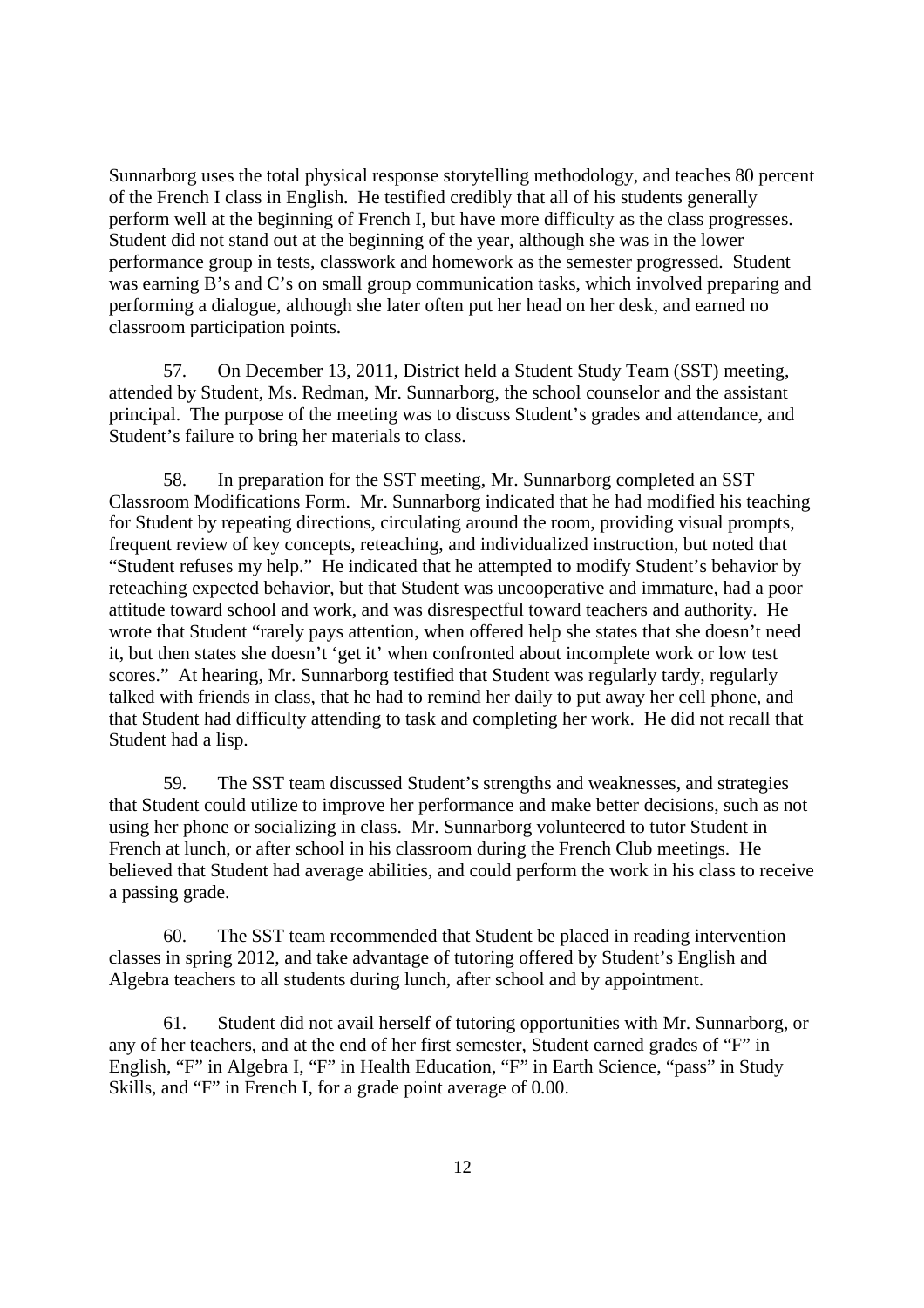Sunnarborg uses the total physical response storytelling methodology, and teaches 80 percent of the French I class in English. He testified credibly that all of his students generally perform well at the beginning of French I, but have more difficulty as the class progresses. Student did not stand out at the beginning of the year, although she was in the lower performance group in tests, classwork and homework as the semester progressed. Student was earning B's and C's on small group communication tasks, which involved preparing and performing a dialogue, although she later often put her head on her desk, and earned no classroom participation points.

57. On December 13, 2011, District held a Student Study Team (SST) meeting, attended by Student, Ms. Redman, Mr. Sunnarborg, the school counselor and the assistant principal. The purpose of the meeting was to discuss Student's grades and attendance, and Student's failure to bring her materials to class.

58. In preparation for the SST meeting, Mr. Sunnarborg completed an SST Classroom Modifications Form. Mr. Sunnarborg indicated that he had modified his teaching for Student by repeating directions, circulating around the room, providing visual prompts, frequent review of key concepts, reteaching, and individualized instruction, but noted that "Student refuses my help." He indicated that he attempted to modify Student's behavior by reteaching expected behavior, but that Student was uncooperative and immature, had a poor attitude toward school and work, and was disrespectful toward teachers and authority. He wrote that Student "rarely pays attention, when offered help she states that she doesn't need it, but then states she doesn't 'get it' when confronted about incomplete work or low test scores." At hearing, Mr. Sunnarborg testified that Student was regularly tardy, regularly talked with friends in class, that he had to remind her daily to put away her cell phone, and that Student had difficulty attending to task and completing her work. He did not recall that Student had a lisp.

59. The SST team discussed Student's strengths and weaknesses, and strategies that Student could utilize to improve her performance and make better decisions, such as not using her phone or socializing in class. Mr. Sunnarborg volunteered to tutor Student in French at lunch, or after school in his classroom during the French Club meetings. He believed that Student had average abilities, and could perform the work in his class to receive a passing grade.

60. The SST team recommended that Student be placed in reading intervention classes in spring 2012, and take advantage of tutoring offered by Student's English and Algebra teachers to all students during lunch, after school and by appointment.

61. Student did not avail herself of tutoring opportunities with Mr. Sunnarborg, or any of her teachers, and at the end of her first semester, Student earned grades of "F" in English, "F" in Algebra I, "F" in Health Education, "F" in Earth Science, "pass" in Study Skills, and "F" in French I, for a grade point average of 0.00.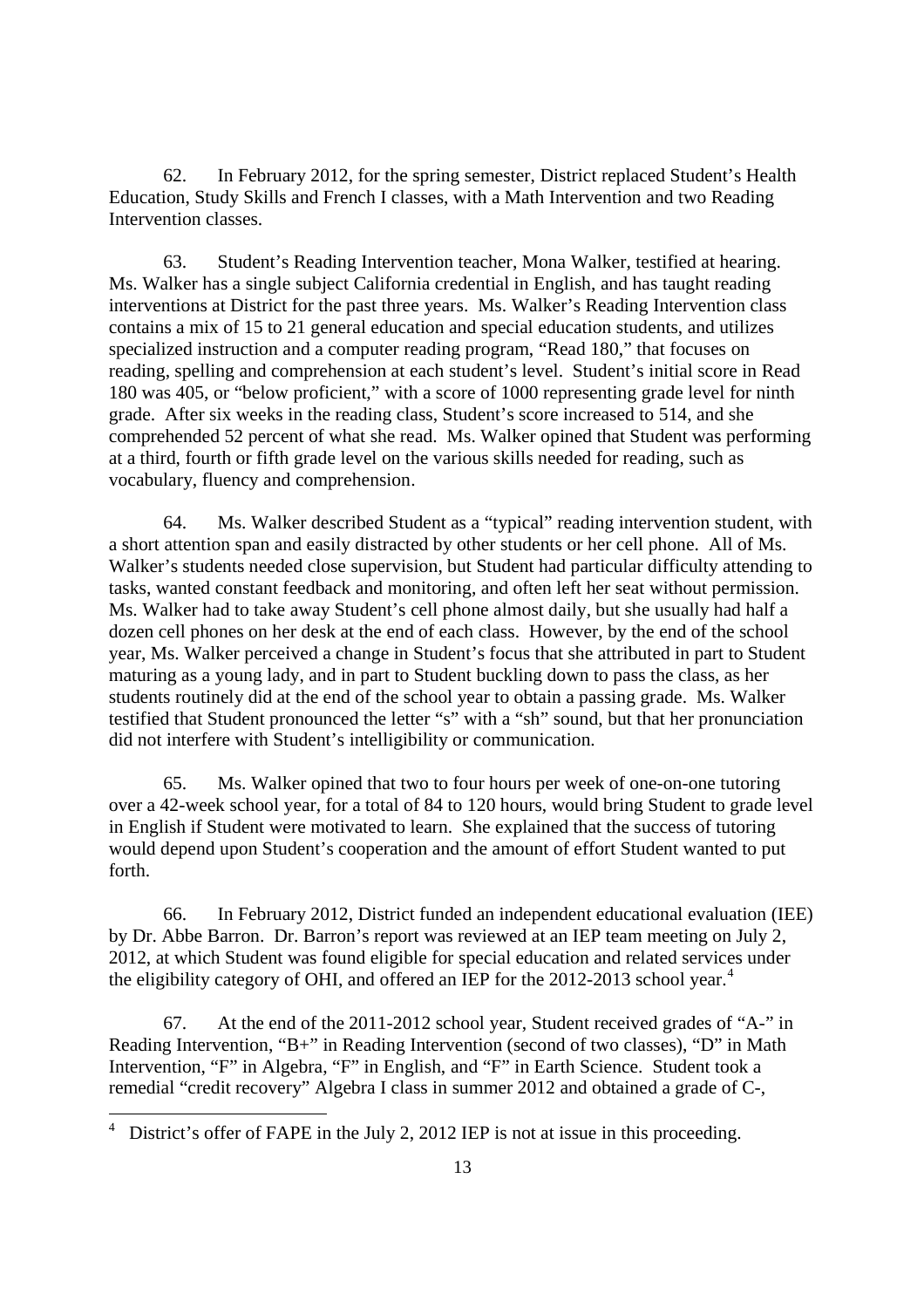62. In February 2012, for the spring semester, District replaced Student's Health Education, Study Skills and French I classes, with a Math Intervention and two Reading Intervention classes.

63. Student's Reading Intervention teacher, Mona Walker, testified at hearing. Ms. Walker has a single subject California credential in English, and has taught reading interventions at District for the past three years. Ms. Walker's Reading Intervention class contains a mix of 15 to 21 general education and special education students, and utilizes specialized instruction and a computer reading program, "Read 180," that focuses on reading, spelling and comprehension at each student's level. Student's initial score in Read 180 was 405, or "below proficient," with a score of 1000 representing grade level for ninth grade. After six weeks in the reading class, Student's score increased to 514, and she comprehended 52 percent of what she read. Ms. Walker opined that Student was performing at a third, fourth or fifth grade level on the various skills needed for reading, such as vocabulary, fluency and comprehension.

64. Ms. Walker described Student as a "typical" reading intervention student, with a short attention span and easily distracted by other students or her cell phone. All of Ms. Walker's students needed close supervision, but Student had particular difficulty attending to tasks, wanted constant feedback and monitoring, and often left her seat without permission. Ms. Walker had to take away Student's cell phone almost daily, but she usually had half a dozen cell phones on her desk at the end of each class. However, by the end of the school year, Ms. Walker perceived a change in Student's focus that she attributed in part to Student maturing as a young lady, and in part to Student buckling down to pass the class, as her students routinely did at the end of the school year to obtain a passing grade. Ms. Walker testified that Student pronounced the letter "s" with a "sh" sound, but that her pronunciation did not interfere with Student's intelligibility or communication.

65. Ms. Walker opined that two to four hours per week of one-on-one tutoring over a 42-week school year, for a total of 84 to 120 hours, would bring Student to grade level in English if Student were motivated to learn. She explained that the success of tutoring would depend upon Student's cooperation and the amount of effort Student wanted to put forth.

66. In February 2012, District funded an independent educational evaluation (IEE) by Dr. Abbe Barron. Dr. Barron's report was reviewed at an IEP team meeting on July 2, 2012, at which Student was found eligible for special education and related services under the eligibility category of OHI, and offered an IEP for the 2012-2013 school year.[4]

67. At the end of the 2011-2012 school year, Student received grades of "A-" in Reading Intervention, "B+" in Reading Intervention (second of two classes), "D" in Math Intervention, "F" in Algebra, "F" in English, and "F" in Earth Science. Student took a remedial "credit recovery" Algebra I class in summer 2012 and obtained a grade of C-,

[4] District's offer of FAPE in the July 2, 2012 IEP is not at issue in this proceeding.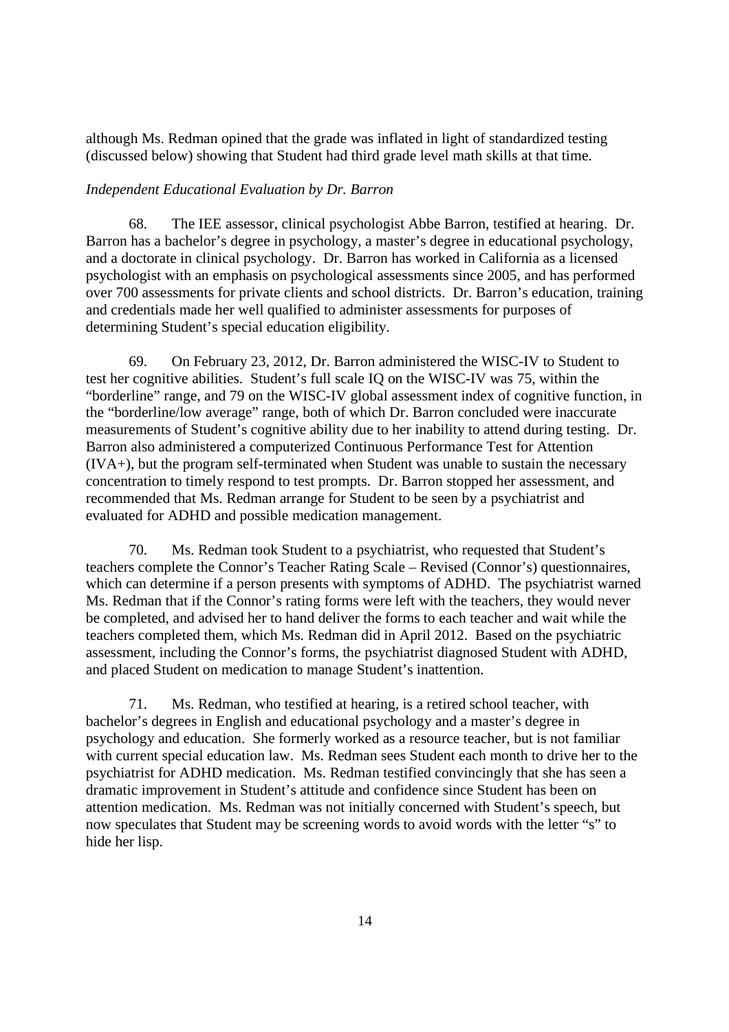although Ms. Redman opined that the grade was inflated in light of standardized testing (discussed below) showing that Student had third grade level math skills at that time.

*Independent Educational Evaluation by Dr. Barron*

68. The IEE assessor, clinical psychologist Abbe Barron, testified at hearing. Dr. Barron has a bachelor's degree in psychology, a master's degree in educational psychology, and a doctorate in clinical psychology. Dr. Barron has worked in California as a licensed psychologist with an emphasis on psychological assessments since 2005, and has performed over 700 assessments for private clients and school districts. Dr. Barron's education, training and credentials made her well qualified to administer assessments for purposes of determining Student's special education eligibility.

69. On February 23, 2012, Dr. Barron administered the WISC-IV to Student to test her cognitive abilities. Student's full scale IQ on the WISC-IV was 75, within the "borderline" range, and 79 on the WISC-IV global assessment index of cognitive function, in the "borderline/low average" range, both of which Dr. Barron concluded were inaccurate measurements of Student's cognitive ability due to her inability to attend during testing. Dr. Barron also administered a computerized Continuous Performance Test for Attention (IVA+), but the program self-terminated when Student was unable to sustain the necessary concentration to timely respond to test prompts. Dr. Barron stopped her assessment, and recommended that Ms. Redman arrange for Student to be seen by a psychiatrist and evaluated for ADHD and possible medication management.

70. Ms. Redman took Student to a psychiatrist, who requested that Student's teachers complete the Connor's Teacher Rating Scale – Revised (Connor's) questionnaires, which can determine if a person presents with symptoms of ADHD. The psychiatrist warned Ms. Redman that if the Connor's rating forms were left with the teachers, they would never be completed, and advised her to hand deliver the forms to each teacher and wait while the teachers completed them, which Ms. Redman did in April 2012. Based on the psychiatric assessment, including the Connor's forms, the psychiatrist diagnosed Student with ADHD, and placed Student on medication to manage Student's inattention.

71. Ms. Redman, who testified at hearing, is a retired school teacher, with bachelor's degrees in English and educational psychology and a master's degree in psychology and education. She formerly worked as a resource teacher, but is not familiar with current special education law. Ms. Redman sees Student each month to drive her to the psychiatrist for ADHD medication. Ms. Redman testified convincingly that she has seen a dramatic improvement in Student's attitude and confidence since Student has been on attention medication. Ms. Redman was not initially concerned with Student's speech, but now speculates that Student may be screening words to avoid words with the letter "s" to hide her lisp.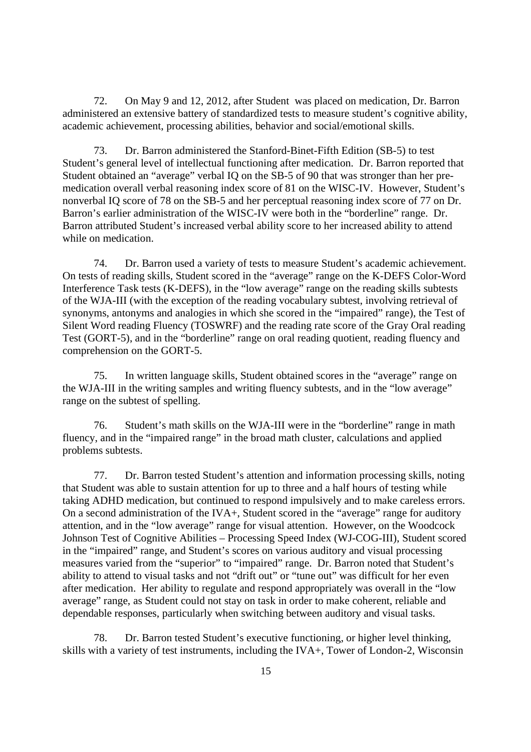72. On May 9 and 12, 2012, after Student was placed on medication, Dr. Barron administered an extensive battery of standardized tests to measure student's cognitive ability, academic achievement, processing abilities, behavior and social/emotional skills.

73. Dr. Barron administered the Stanford-Binet-Fifth Edition (SB-5) to test Student's general level of intellectual functioning after medication. Dr. Barron reported that Student obtained an "average" verbal IQ on the SB-5 of 90 that was stronger than her pre-medication overall verbal reasoning index score of 81 on the WISC-IV. However, Student's nonverbal IQ score of 78 on the SB-5 and her perceptual reasoning index score of 77 on Dr. Barron's earlier administration of the WISC-IV were both in the "borderline" range. Dr. Barron attributed Student's increased verbal ability score to her increased ability to attend while on medication.

74. Dr. Barron used a variety of tests to measure Student's academic achievement. On tests of reading skills, Student scored in the "average" range on the K-DEFS Color-Word Interference Task tests (K-DEFS), in the "low average" range on the reading skills subtests of the WJA-III (with the exception of the reading vocabulary subtest, involving retrieval of synonyms, antonyms and analogies in which she scored in the "impaired" range), the Test of Silent Word reading Fluency (TOSWRF) and the reading rate score of the Gray Oral reading Test (GORT-5), and in the "borderline" range on oral reading quotient, reading fluency and comprehension on the GORT-5.

75. In written language skills, Student obtained scores in the "average" range on the WJA-III in the writing samples and writing fluency subtests, and in the "low average" range on the subtest of spelling.

76. Student's math skills on the WJA-III were in the "borderline" range in math fluency, and in the "impaired range" in the broad math cluster, calculations and applied problems subtests.

77. Dr. Barron tested Student's attention and information processing skills, noting that Student was able to sustain attention for up to three and a half hours of testing while taking ADHD medication, but continued to respond impulsively and to make careless errors. On a second administration of the IVA+, Student scored in the "average" range for auditory attention, and in the "low average" range for visual attention. However, on the Woodcock Johnson Test of Cognitive Abilities – Processing Speed Index (WJ-COG-III), Student scored in the "impaired" range, and Student's scores on various auditory and visual processing measures varied from the "superior" to "impaired" range. Dr. Barron noted that Student's ability to attend to visual tasks and not "drift out" or "tune out" was difficult for her even after medication. Her ability to regulate and respond appropriately was overall in the "low average" range, as Student could not stay on task in order to make coherent, reliable and dependable responses, particularly when switching between auditory and visual tasks.

78. Dr. Barron tested Student's executive functioning, or higher level thinking, skills with a variety of test instruments, including the IVA+, Tower of London-2, Wisconsin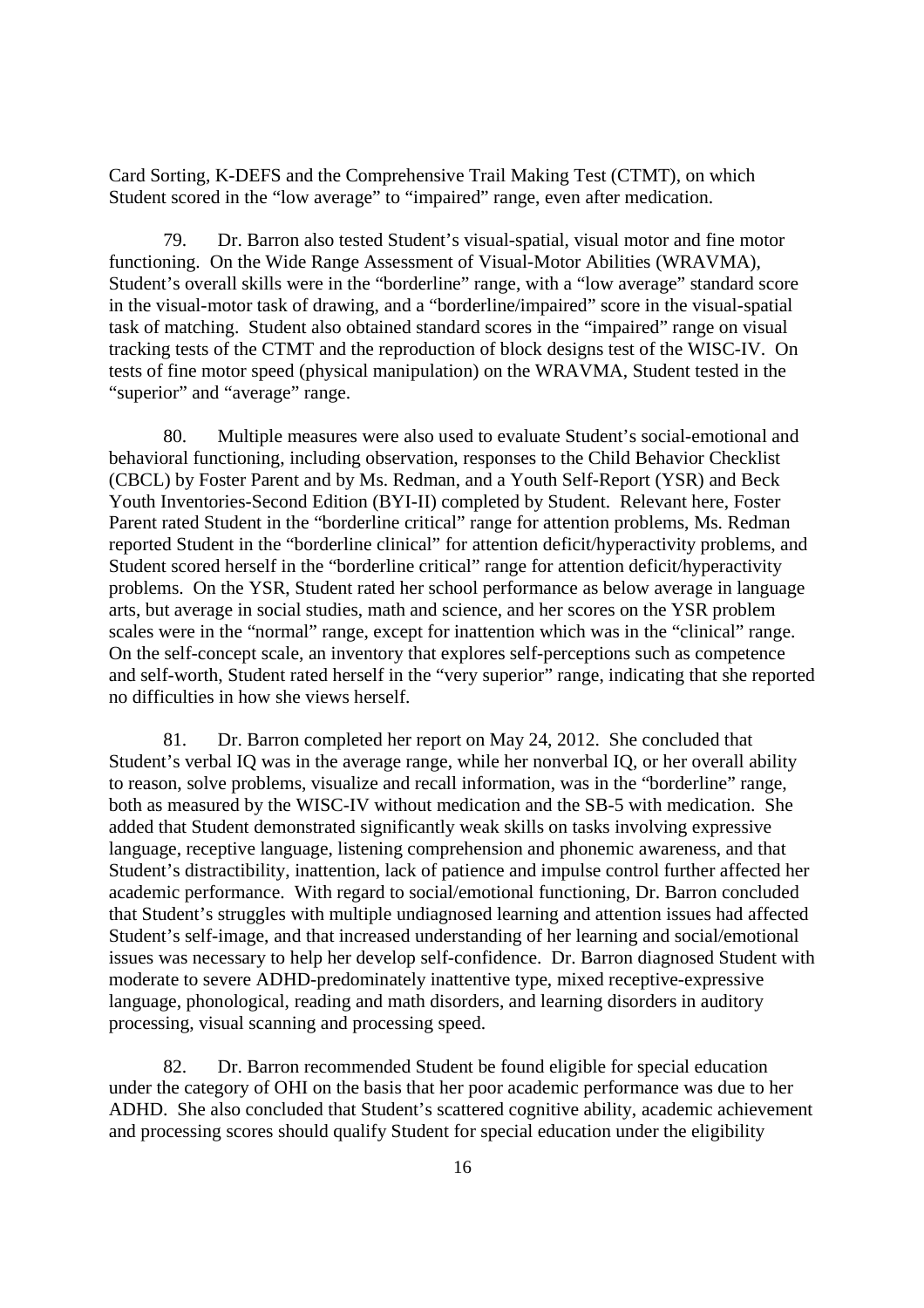Card Sorting, K-DEFS and the Comprehensive Trail Making Test (CTMT), on which Student scored in the "low average" to "impaired" range, even after medication.

79. Dr. Barron also tested Student's visual-spatial, visual motor and fine motor functioning. On the Wide Range Assessment of Visual-Motor Abilities (WRAVMA), Student's overall skills were in the "borderline" range, with a "low average" standard score in the visual-motor task of drawing, and a "borderline/impaired" score in the visual-spatial task of matching. Student also obtained standard scores in the "impaired" range on visual tracking tests of the CTMT and the reproduction of block designs test of the WISC-IV. On tests of fine motor speed (physical manipulation) on the WRAVMA, Student tested in the "superior" and "average" range.

80. Multiple measures were also used to evaluate Student's social-emotional and behavioral functioning, including observation, responses to the Child Behavior Checklist (CBCL) by Foster Parent and by Ms. Redman, and a Youth Self-Report (YSR) and Beck Youth Inventories-Second Edition (BYI-II) completed by Student. Relevant here, Foster Parent rated Student in the "borderline critical" range for attention problems, Ms. Redman reported Student in the "borderline clinical" for attention deficit/hyperactivity problems, and Student scored herself in the "borderline critical" range for attention deficit/hyperactivity problems. On the YSR, Student rated her school performance as below average in language arts, but average in social studies, math and science, and her scores on the YSR problem scales were in the "normal" range, except for inattention which was in the "clinical" range. On the self-concept scale, an inventory that explores self-perceptions such as competence and self-worth, Student rated herself in the "very superior" range, indicating that she reported no difficulties in how she views herself.

81. Dr. Barron completed her report on May 24, 2012. She concluded that Student's verbal IQ was in the average range, while her nonverbal IQ, or her overall ability to reason, solve problems, visualize and recall information, was in the "borderline" range, both as measured by the WISC-IV without medication and the SB-5 with medication. She added that Student demonstrated significantly weak skills on tasks involving expressive language, receptive language, listening comprehension and phonemic awareness, and that Student's distractibility, inattention, lack of patience and impulse control further affected her academic performance. With regard to social/emotional functioning, Dr. Barron concluded that Student's struggles with multiple undiagnosed learning and attention issues had affected Student's self-image, and that increased understanding of her learning and social/emotional issues was necessary to help her develop self-confidence. Dr. Barron diagnosed Student with moderate to severe ADHD-predominately inattentive type, mixed receptive-expressive language, phonological, reading and math disorders, and learning disorders in auditory processing, visual scanning and processing speed.

82. Dr. Barron recommended Student be found eligible for special education under the category of OHI on the basis that her poor academic performance was due to her ADHD. She also concluded that Student's scattered cognitive ability, academic achievement and processing scores should qualify Student for special education under the eligibility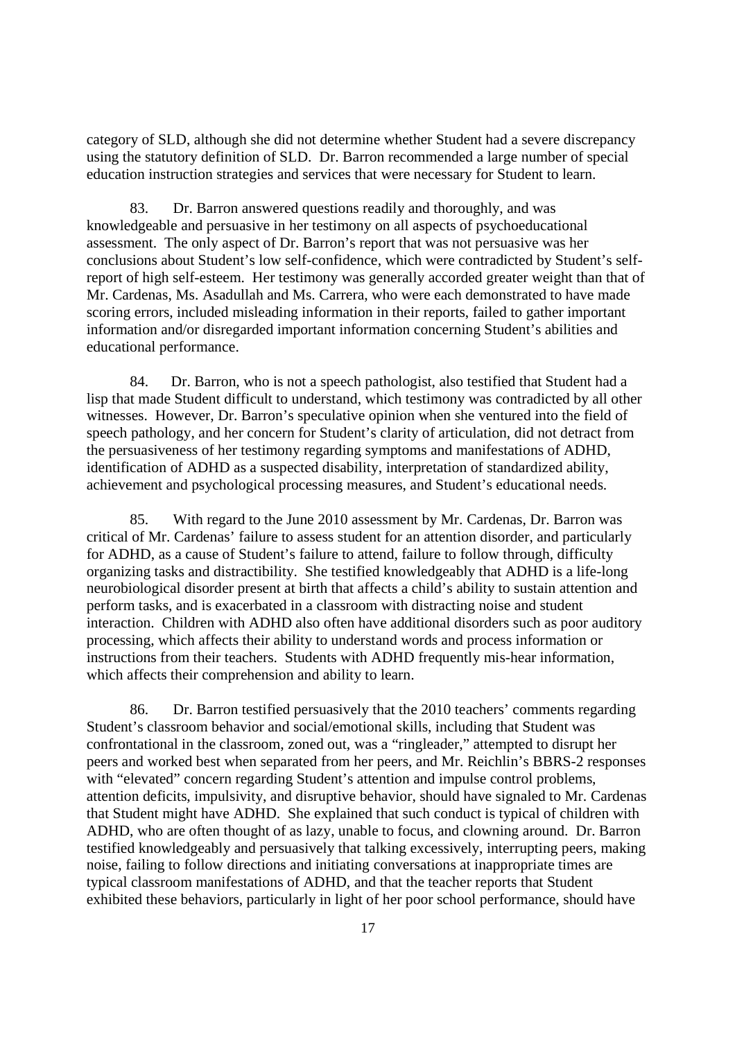category of SLD, although she did not determine whether Student had a severe discrepancy using the statutory definition of SLD. Dr. Barron recommended a large number of special education instruction strategies and services that were necessary for Student to learn.

83. Dr. Barron answered questions readily and thoroughly, and was knowledgeable and persuasive in her testimony on all aspects of psychoeducational assessment. The only aspect of Dr. Barron's report that was not persuasive was her conclusions about Student's low self-confidence, which were contradicted by Student's self-report of high self-esteem. Her testimony was generally accorded greater weight than that of Mr. Cardenas, Ms. Asadullah and Ms. Carrera, who were each demonstrated to have made scoring errors, included misleading information in their reports, failed to gather important information and/or disregarded important information concerning Student's abilities and educational performance.

84. Dr. Barron, who is not a speech pathologist, also testified that Student had a lisp that made Student difficult to understand, which testimony was contradicted by all other witnesses. However, Dr. Barron's speculative opinion when she ventured into the field of speech pathology, and her concern for Student's clarity of articulation, did not detract from the persuasiveness of her testimony regarding symptoms and manifestations of ADHD, identification of ADHD as a suspected disability, interpretation of standardized ability, achievement and psychological processing measures, and Student's educational needs.

85. With regard to the June 2010 assessment by Mr. Cardenas, Dr. Barron was critical of Mr. Cardenas' failure to assess student for an attention disorder, and particularly for ADHD, as a cause of Student's failure to attend, failure to follow through, difficulty organizing tasks and distractibility. She testified knowledgeably that ADHD is a life-long neurobiological disorder present at birth that affects a child's ability to sustain attention and perform tasks, and is exacerbated in a classroom with distracting noise and student interaction. Children with ADHD also often have additional disorders such as poor auditory processing, which affects their ability to understand words and process information or instructions from their teachers. Students with ADHD frequently mis-hear information, which affects their comprehension and ability to learn.

86. Dr. Barron testified persuasively that the 2010 teachers' comments regarding Student's classroom behavior and social/emotional skills, including that Student was confrontational in the classroom, zoned out, was a "ringleader," attempted to disrupt her peers and worked best when separated from her peers, and Mr. Reichlin's BBRS-2 responses with "elevated" concern regarding Student's attention and impulse control problems, attention deficits, impulsivity, and disruptive behavior, should have signaled to Mr. Cardenas that Student might have ADHD. She explained that such conduct is typical of children with ADHD, who are often thought of as lazy, unable to focus, and clowning around. Dr. Barron testified knowledgeably and persuasively that talking excessively, interrupting peers, making noise, failing to follow directions and initiating conversations at inappropriate times are typical classroom manifestations of ADHD, and that the teacher reports that Student exhibited these behaviors, particularly in light of her poor school performance, should have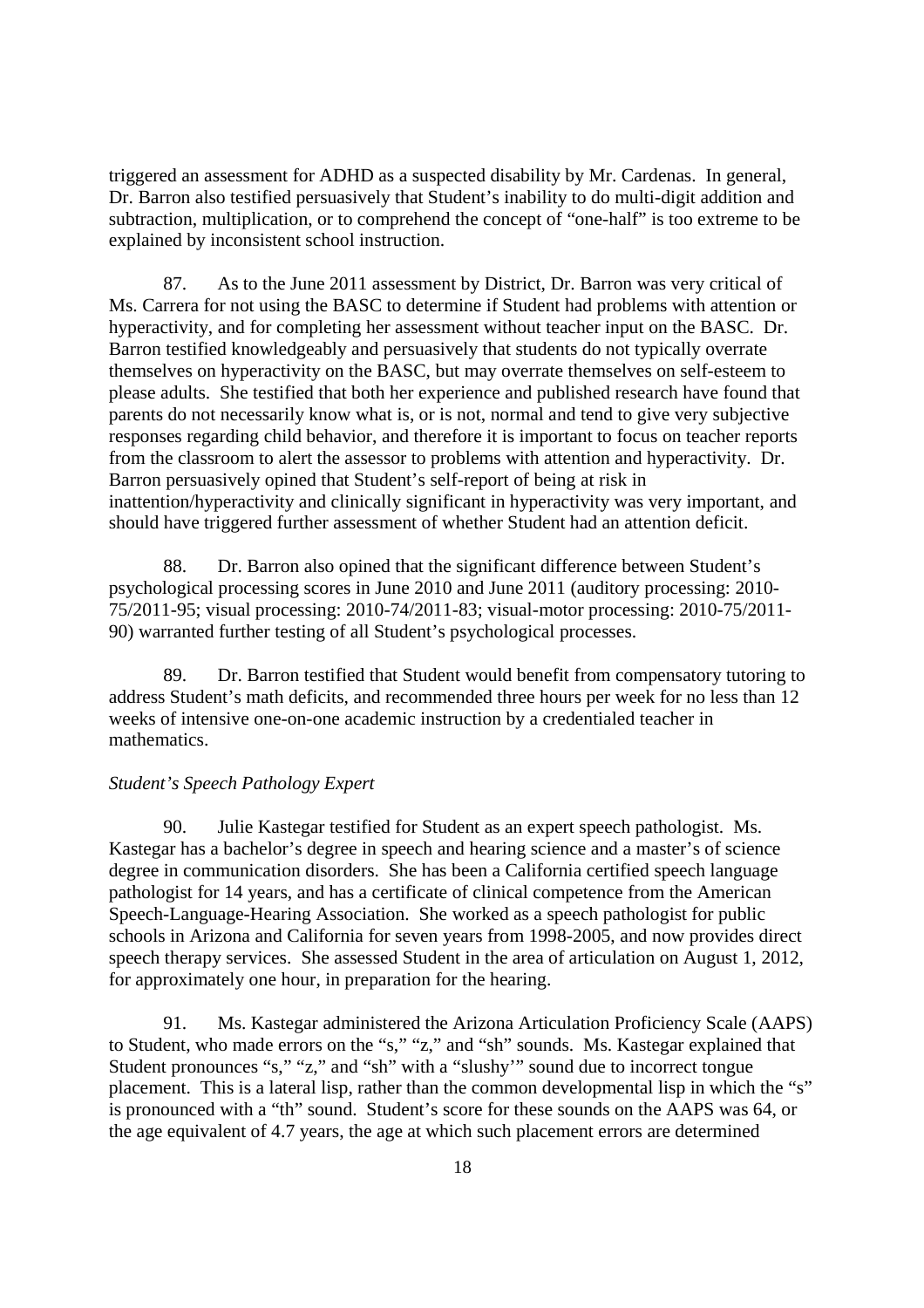triggered an assessment for ADHD as a suspected disability by Mr. Cardenas. In general, Dr. Barron also testified persuasively that Student's inability to do multi-digit addition and subtraction, multiplication, or to comprehend the concept of "one-half" is too extreme to be explained by inconsistent school instruction.

87. As to the June 2011 assessment by District, Dr. Barron was very critical of Ms. Carrera for not using the BASC to determine if Student had problems with attention or hyperactivity, and for completing her assessment without teacher input on the BASC. Dr. Barron testified knowledgeably and persuasively that students do not typically overrate themselves on hyperactivity on the BASC, but may overrate themselves on self-esteem to please adults. She testified that both her experience and published research have found that parents do not necessarily know what is, or is not, normal and tend to give very subjective responses regarding child behavior, and therefore it is important to focus on teacher reports from the classroom to alert the assessor to problems with attention and hyperactivity. Dr. Barron persuasively opined that Student's self-report of being at risk in inattention/hyperactivity and clinically significant in hyperactivity was very important, and should have triggered further assessment of whether Student had an attention deficit.

88. Dr. Barron also opined that the significant difference between Student's psychological processing scores in June 2010 and June 2011 (auditory processing: 2010-75/2011-95; visual processing: 2010-74/2011-83; visual-motor processing: 2010-75/2011-90) warranted further testing of all Student's psychological processes.

89. Dr. Barron testified that Student would benefit from compensatory tutoring to address Student's math deficits, and recommended three hours per week for no less than 12 weeks of intensive one-on-one academic instruction by a credentialed teacher in mathematics.

*Student's Speech Pathology Expert*

90. Julie Kastegar testified for Student as an expert speech pathologist. Ms. Kastegar has a bachelor's degree in speech and hearing science and a master's of science degree in communication disorders. She has been a California certified speech language pathologist for 14 years, and has a certificate of clinical competence from the American Speech-Language-Hearing Association. She worked as a speech pathologist for public schools in Arizona and California for seven years from 1998-2005, and now provides direct speech therapy services. She assessed Student in the area of articulation on August 1, 2012, for approximately one hour, in preparation for the hearing.

91. Ms. Kastegar administered the Arizona Articulation Proficiency Scale (AAPS) to Student, who made errors on the "s," "z," and "sh" sounds. Ms. Kastegar explained that Student pronounces "s," "z," and "sh" with a "slushy'" sound due to incorrect tongue placement. This is a lateral lisp, rather than the common developmental lisp in which the "s" is pronounced with a "th" sound. Student's score for these sounds on the AAPS was 64, or the age equivalent of 4.7 years, the age at which such placement errors are determined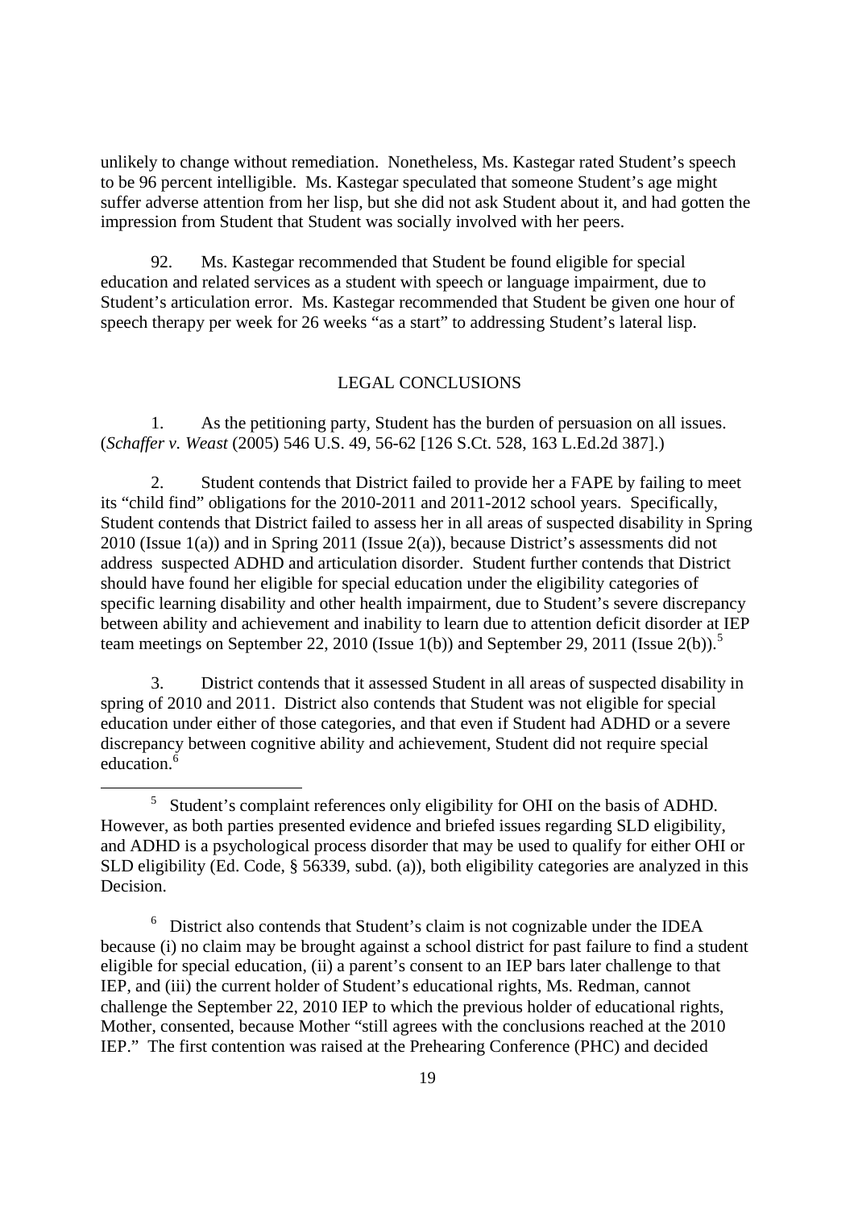unlikely to change without remediation. Nonetheless, Ms. Kastegar rated Student's speech to be 96 percent intelligible. Ms. Kastegar speculated that someone Student's age might suffer adverse attention from her lisp, but she did not ask Student about it, and had gotten the impression from Student that Student was socially involved with her peers.

92. Ms. Kastegar recommended that Student be found eligible for special education and related services as a student with speech or language impairment, due to Student's articulation error. Ms. Kastegar recommended that Student be given one hour of speech therapy per week for 26 weeks "as a start" to addressing Student's lateral lisp.

## LEGAL CONCLUSIONS

1. As the petitioning party, Student has the burden of persuasion on all issues. (*Schaffer v. Weast* (2005) 546 U.S. 49, 56-62 [126 S.Ct. 528, 163 L.Ed.2d 387].)

2. Student contends that District failed to provide her a FAPE by failing to meet its "child find" obligations for the 2010-2011 and 2011-2012 school years. Specifically, Student contends that District failed to assess her in all areas of suspected disability in Spring 2010 (Issue 1(a)) and in Spring 2011 (Issue 2(a)), because District's assessments did not address suspected ADHD and articulation disorder. Student further contends that District should have found her eligible for special education under the eligibility categories of specific learning disability and other health impairment, due to Student's severe discrepancy between ability and achievement and inability to learn due to attention deficit disorder at IEP team meetings on September 22, 2010 (Issue 1(b)) and September 29, 2011 (Issue 2(b)).[5]

3. District contends that it assessed Student in all areas of suspected disability in spring of 2010 and 2011. District also contends that Student was not eligible for special education under either of those categories, and that even if Student had ADHD or a severe discrepancy between cognitive ability and achievement, Student did not require special education.[6]

---

[5] Student's complaint references only eligibility for OHI on the basis of ADHD. However, as both parties presented evidence and briefed issues regarding SLD eligibility, and ADHD is a psychological process disorder that may be used to qualify for either OHI or SLD eligibility (Ed. Code, § 56339, subd. (a)), both eligibility categories are analyzed in this Decision.

[6] District also contends that Student's claim is not cognizable under the IDEA because (i) no claim may be brought against a school district for past failure to find a student eligible for special education, (ii) a parent's consent to an IEP bars later challenge to that IEP, and (iii) the current holder of Student's educational rights, Ms. Redman, cannot challenge the September 22, 2010 IEP to which the previous holder of educational rights, Mother, consented, because Mother "still agrees with the conclusions reached at the 2010 IEP." The first contention was raised at the Prehearing Conference (PHC) and decided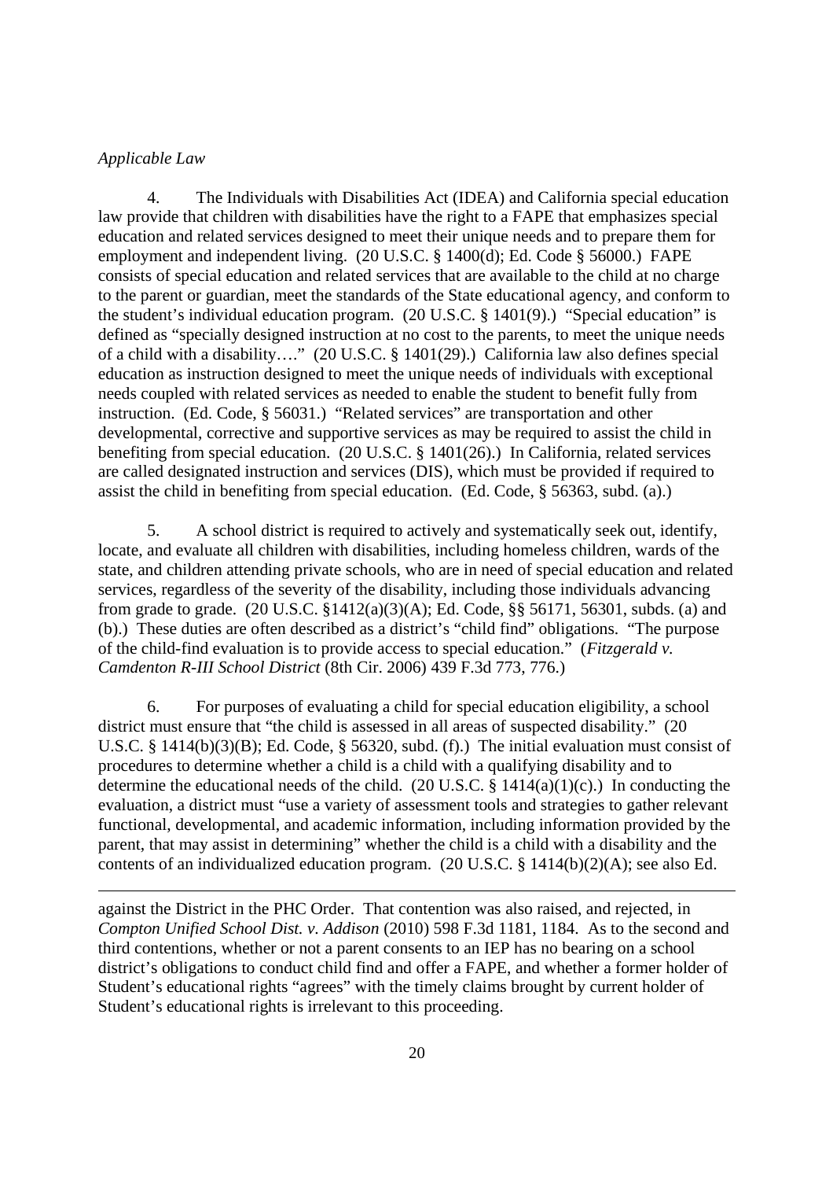*Applicable Law*

4. The Individuals with Disabilities Act (IDEA) and California special education law provide that children with disabilities have the right to a FAPE that emphasizes special education and related services designed to meet their unique needs and to prepare them for employment and independent living. (20 U.S.C. § 1400(d); Ed. Code § 56000.) FAPE consists of special education and related services that are available to the child at no charge to the parent or guardian, meet the standards of the State educational agency, and conform to the student's individual education program. (20 U.S.C. § 1401(9).) "Special education" is defined as "specially designed instruction at no cost to the parents, to meet the unique needs of a child with a disability…." (20 U.S.C. § 1401(29).) California law also defines special education as instruction designed to meet the unique needs of individuals with exceptional needs coupled with related services as needed to enable the student to benefit fully from instruction. (Ed. Code, § 56031.) "Related services" are transportation and other developmental, corrective and supportive services as may be required to assist the child in benefiting from special education. (20 U.S.C. § 1401(26).) In California, related services are called designated instruction and services (DIS), which must be provided if required to assist the child in benefiting from special education. (Ed. Code, § 56363, subd. (a).)

5. A school district is required to actively and systematically seek out, identify, locate, and evaluate all children with disabilities, including homeless children, wards of the state, and children attending private schools, who are in need of special education and related services, regardless of the severity of the disability, including those individuals advancing from grade to grade. (20 U.S.C. §1412(a)(3)(A); Ed. Code, §§ 56171, 56301, subds. (a) and (b).) These duties are often described as a district's "child find" obligations. "The purpose of the child-find evaluation is to provide access to special education." (*Fitzgerald v. Camdenton R-III School District* (8th Cir. 2006) 439 F.3d 773, 776.)

6. For purposes of evaluating a child for special education eligibility, a school district must ensure that "the child is assessed in all areas of suspected disability." (20 U.S.C. § 1414(b)(3)(B); Ed. Code, § 56320, subd. (f).) The initial evaluation must consist of procedures to determine whether a child is a child with a qualifying disability and to determine the educational needs of the child. (20 U.S.C. § 1414(a)(1)(c).) In conducting the evaluation, a district must "use a variety of assessment tools and strategies to gather relevant functional, developmental, and academic information, including information provided by the parent, that may assist in determining" whether the child is a child with a disability and the contents of an individualized education program. (20 U.S.C. § 1414(b)(2)(A); see also Ed.

---

against the District in the PHC Order. That contention was also raised, and rejected, in *Compton Unified School Dist. v. Addison* (2010) 598 F.3d 1181, 1184. As to the second and third contentions, whether or not a parent consents to an IEP has no bearing on a school district's obligations to conduct child find and offer a FAPE, and whether a former holder of Student's educational rights "agrees" with the timely claims brought by current holder of Student's educational rights is irrelevant to this proceeding.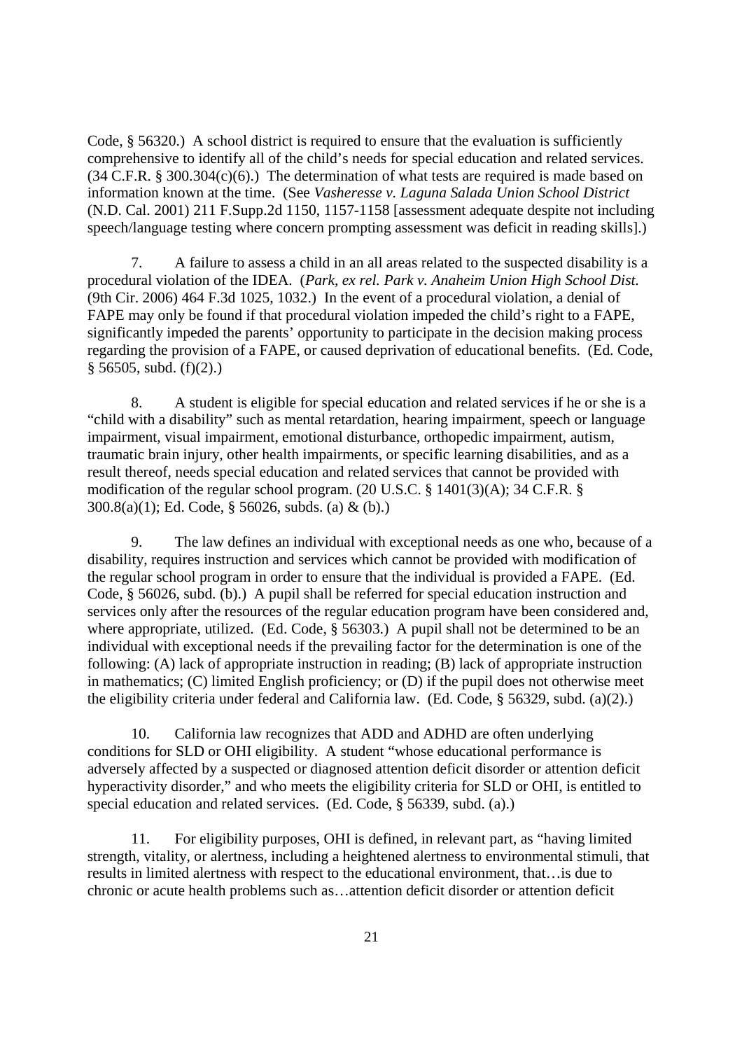Code, § 56320.) A school district is required to ensure that the evaluation is sufficiently comprehensive to identify all of the child's needs for special education and related services. (34 C.F.R. § 300.304(c)(6).) The determination of what tests are required is made based on information known at the time. (See *Vasheresse v. Laguna Salada Union School District* (N.D. Cal. 2001) 211 F.Supp.2d 1150, 1157-1158 [assessment adequate despite not including speech/language testing where concern prompting assessment was deficit in reading skills].)

7. A failure to assess a child in an all areas related to the suspected disability is a procedural violation of the IDEA. (*Park, ex rel. Park v. Anaheim Union High School Dist.* (9th Cir. 2006) 464 F.3d 1025, 1032.) In the event of a procedural violation, a denial of FAPE may only be found if that procedural violation impeded the child's right to a FAPE, significantly impeded the parents' opportunity to participate in the decision making process regarding the provision of a FAPE, or caused deprivation of educational benefits. (Ed. Code, § 56505, subd. (f)(2).)

8. A student is eligible for special education and related services if he or she is a "child with a disability" such as mental retardation, hearing impairment, speech or language impairment, visual impairment, emotional disturbance, orthopedic impairment, autism, traumatic brain injury, other health impairments, or specific learning disabilities, and as a result thereof, needs special education and related services that cannot be provided with modification of the regular school program. (20 U.S.C. § 1401(3)(A); 34 C.F.R. § 300.8(a)(1); Ed. Code, § 56026, subds. (a) & (b).)

9. The law defines an individual with exceptional needs as one who, because of a disability, requires instruction and services which cannot be provided with modification of the regular school program in order to ensure that the individual is provided a FAPE. (Ed. Code, § 56026, subd. (b).) A pupil shall be referred for special education instruction and services only after the resources of the regular education program have been considered and, where appropriate, utilized. (Ed. Code, § 56303.) A pupil shall not be determined to be an individual with exceptional needs if the prevailing factor for the determination is one of the following: (A) lack of appropriate instruction in reading; (B) lack of appropriate instruction in mathematics; (C) limited English proficiency; or (D) if the pupil does not otherwise meet the eligibility criteria under federal and California law. (Ed. Code, § 56329, subd. (a)(2).)

10. California law recognizes that ADD and ADHD are often underlying conditions for SLD or OHI eligibility. A student "whose educational performance is adversely affected by a suspected or diagnosed attention deficit disorder or attention deficit hyperactivity disorder," and who meets the eligibility criteria for SLD or OHI, is entitled to special education and related services. (Ed. Code, § 56339, subd. (a).)

11. For eligibility purposes, OHI is defined, in relevant part, as "having limited strength, vitality, or alertness, including a heightened alertness to environmental stimuli, that results in limited alertness with respect to the educational environment, that…is due to chronic or acute health problems such as…attention deficit disorder or attention deficit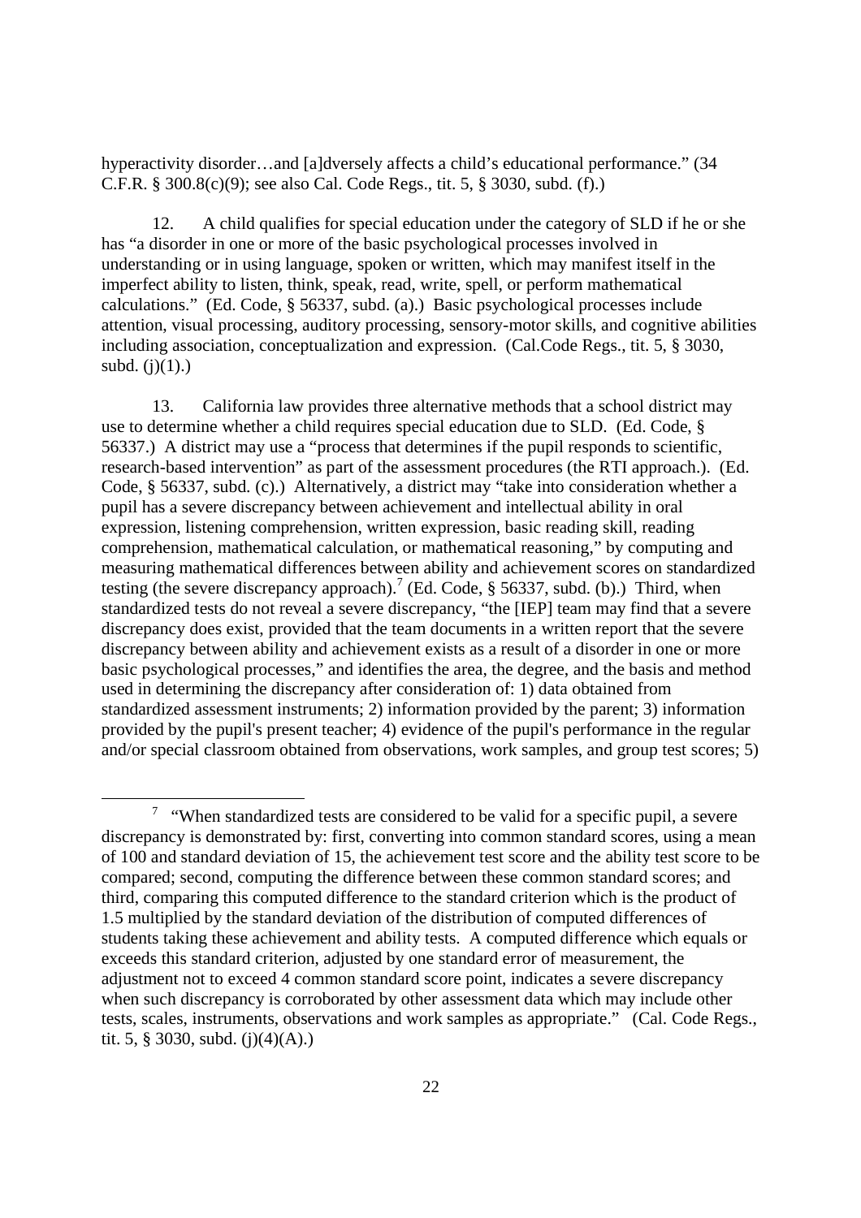hyperactivity disorder…and [a]dversely affects a child's educational performance." (34 C.F.R. § 300.8(c)(9); see also Cal. Code Regs., tit. 5, § 3030, subd. (f).)

12. A child qualifies for special education under the category of SLD if he or she has "a disorder in one or more of the basic psychological processes involved in understanding or in using language, spoken or written, which may manifest itself in the imperfect ability to listen, think, speak, read, write, spell, or perform mathematical calculations." (Ed. Code, § 56337, subd. (a).) Basic psychological processes include attention, visual processing, auditory processing, sensory-motor skills, and cognitive abilities including association, conceptualization and expression. (Cal.Code Regs., tit. 5, § 3030, subd. (j)(1).)

13. California law provides three alternative methods that a school district may use to determine whether a child requires special education due to SLD. (Ed. Code, § 56337.) A district may use a "process that determines if the pupil responds to scientific, research-based intervention" as part of the assessment procedures (the RTI approach.). (Ed. Code, § 56337, subd. (c).) Alternatively, a district may "take into consideration whether a pupil has a severe discrepancy between achievement and intellectual ability in oral expression, listening comprehension, written expression, basic reading skill, reading comprehension, mathematical calculation, or mathematical reasoning," by computing and measuring mathematical differences between ability and achievement scores on standardized testing (the severe discrepancy approach).[7] (Ed. Code, § 56337, subd. (b).) Third, when standardized tests do not reveal a severe discrepancy, "the [IEP] team may find that a severe discrepancy does exist, provided that the team documents in a written report that the severe discrepancy between ability and achievement exists as a result of a disorder in one or more basic psychological processes," and identifies the area, the degree, and the basis and method used in determining the discrepancy after consideration of: 1) data obtained from standardized assessment instruments; 2) information provided by the parent; 3) information provided by the pupil's present teacher; 4) evidence of the pupil's performance in the regular and/or special classroom obtained from observations, work samples, and group test scores; 5)

---

[7] "When standardized tests are considered to be valid for a specific pupil, a severe discrepancy is demonstrated by: first, converting into common standard scores, using a mean of 100 and standard deviation of 15, the achievement test score and the ability test score to be compared; second, computing the difference between these common standard scores; and third, comparing this computed difference to the standard criterion which is the product of 1.5 multiplied by the standard deviation of the distribution of computed differences of students taking these achievement and ability tests. A computed difference which equals or exceeds this standard criterion, adjusted by one standard error of measurement, the adjustment not to exceed 4 common standard score point, indicates a severe discrepancy when such discrepancy is corroborated by other assessment data which may include other tests, scales, instruments, observations and work samples as appropriate." (Cal. Code Regs., tit. 5, § 3030, subd. (j)(4)(A).)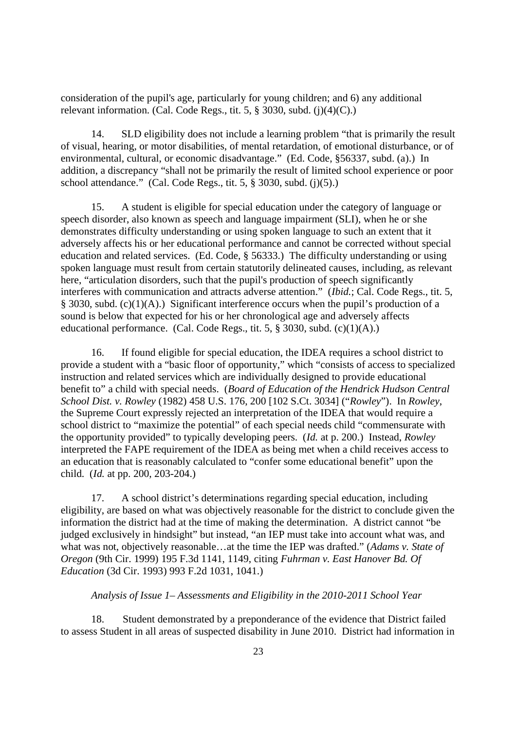consideration of the pupil's age, particularly for young children; and 6) any additional relevant information. (Cal. Code Regs., tit. 5, § 3030, subd. (j)(4)(C).)

14. SLD eligibility does not include a learning problem "that is primarily the result of visual, hearing, or motor disabilities, of mental retardation, of emotional disturbance, or of environmental, cultural, or economic disadvantage." (Ed. Code, §56337, subd. (a).) In addition, a discrepancy "shall not be primarily the result of limited school experience or poor school attendance." (Cal. Code Regs., tit. 5, § 3030, subd. (j)(5).)

15. A student is eligible for special education under the category of language or speech disorder, also known as speech and language impairment (SLI), when he or she demonstrates difficulty understanding or using spoken language to such an extent that it adversely affects his or her educational performance and cannot be corrected without special education and related services. (Ed. Code, § 56333.) The difficulty understanding or using spoken language must result from certain statutorily delineated causes, including, as relevant here, "articulation disorders, such that the pupil's production of speech significantly interferes with communication and attracts adverse attention." (*Ibid.*; Cal. Code Regs., tit. 5, § 3030, subd. (c)(1)(A).) Significant interference occurs when the pupil's production of a sound is below that expected for his or her chronological age and adversely affects educational performance. (Cal. Code Regs., tit. 5, § 3030, subd. (c)(1)(A).)

16. If found eligible for special education, the IDEA requires a school district to provide a student with a "basic floor of opportunity," which "consists of access to specialized instruction and related services which are individually designed to provide educational benefit to" a child with special needs. (*Board of Education of the Hendrick Hudson Central School Dist. v. Rowley* (1982) 458 U.S. 176, 200 [102 S.Ct. 3034] ("*Rowley*"). In *Rowley*, the Supreme Court expressly rejected an interpretation of the IDEA that would require a school district to "maximize the potential" of each special needs child "commensurate with the opportunity provided" to typically developing peers. (*Id.* at p. 200.) Instead, *Rowley* interpreted the FAPE requirement of the IDEA as being met when a child receives access to an education that is reasonably calculated to "confer some educational benefit" upon the child. (*Id.* at pp. 200, 203-204.)

17. A school district's determinations regarding special education, including eligibility, are based on what was objectively reasonable for the district to conclude given the information the district had at the time of making the determination. A district cannot "be judged exclusively in hindsight" but instead, "an IEP must take into account what was, and what was not, objectively reasonable…at the time the IEP was drafted." (*Adams v. State of Oregon* (9th Cir. 1999) 195 F.3d 1141, 1149, citing *Fuhrman v. East Hanover Bd. Of Education* (3d Cir. 1993) 993 F.2d 1031, 1041.)

*Analysis of Issue 1– Assessments and Eligibility in the 2010-2011 School Year*

18. Student demonstrated by a preponderance of the evidence that District failed to assess Student in all areas of suspected disability in June 2010. District had information in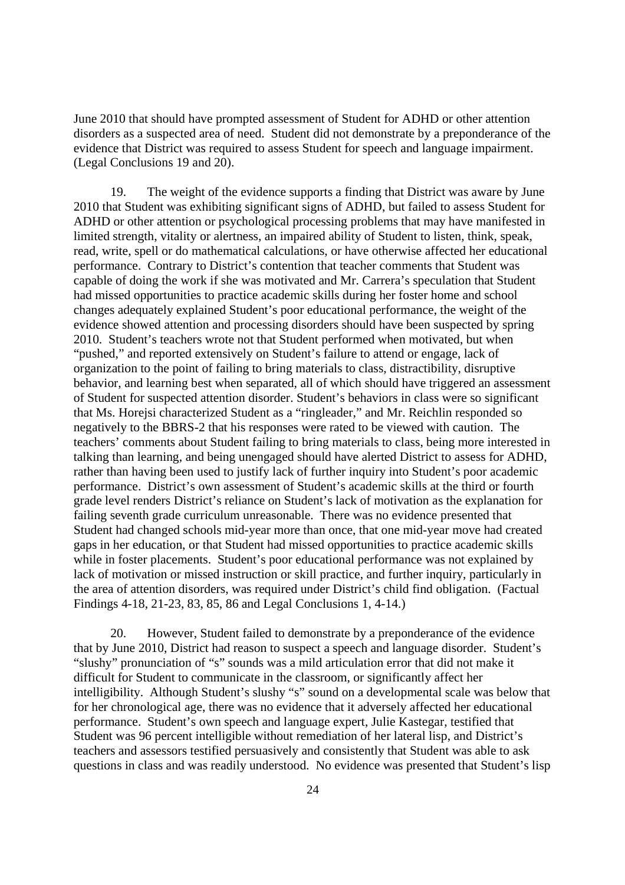June 2010 that should have prompted assessment of Student for ADHD or other attention disorders as a suspected area of need. Student did not demonstrate by a preponderance of the evidence that District was required to assess Student for speech and language impairment. (Legal Conclusions 19 and 20).

19. The weight of the evidence supports a finding that District was aware by June 2010 that Student was exhibiting significant signs of ADHD, but failed to assess Student for ADHD or other attention or psychological processing problems that may have manifested in limited strength, vitality or alertness, an impaired ability of Student to listen, think, speak, read, write, spell or do mathematical calculations, or have otherwise affected her educational performance. Contrary to District's contention that teacher comments that Student was capable of doing the work if she was motivated and Mr. Carrera's speculation that Student had missed opportunities to practice academic skills during her foster home and school changes adequately explained Student's poor educational performance, the weight of the evidence showed attention and processing disorders should have been suspected by spring 2010. Student's teachers wrote not that Student performed when motivated, but when "pushed," and reported extensively on Student's failure to attend or engage, lack of organization to the point of failing to bring materials to class, distractibility, disruptive behavior, and learning best when separated, all of which should have triggered an assessment of Student for suspected attention disorder. Student's behaviors in class were so significant that Ms. Horejsi characterized Student as a "ringleader," and Mr. Reichlin responded so negatively to the BBRS-2 that his responses were rated to be viewed with caution. The teachers' comments about Student failing to bring materials to class, being more interested in talking than learning, and being unengaged should have alerted District to assess for ADHD, rather than having been used to justify lack of further inquiry into Student's poor academic performance. District's own assessment of Student's academic skills at the third or fourth grade level renders District's reliance on Student's lack of motivation as the explanation for failing seventh grade curriculum unreasonable. There was no evidence presented that Student had changed schools mid-year more than once, that one mid-year move had created gaps in her education, or that Student had missed opportunities to practice academic skills while in foster placements. Student's poor educational performance was not explained by lack of motivation or missed instruction or skill practice, and further inquiry, particularly in the area of attention disorders, was required under District's child find obligation. (Factual Findings 4-18, 21-23, 83, 85, 86 and Legal Conclusions 1, 4-14.)

20. However, Student failed to demonstrate by a preponderance of the evidence that by June 2010, District had reason to suspect a speech and language disorder. Student's "slushy" pronunciation of "s" sounds was a mild articulation error that did not make it difficult for Student to communicate in the classroom, or significantly affect her intelligibility. Although Student's slushy "s" sound on a developmental scale was below that for her chronological age, there was no evidence that it adversely affected her educational performance. Student's own speech and language expert, Julie Kastegar, testified that Student was 96 percent intelligible without remediation of her lateral lisp, and District's teachers and assessors testified persuasively and consistently that Student was able to ask questions in class and was readily understood. No evidence was presented that Student's lisp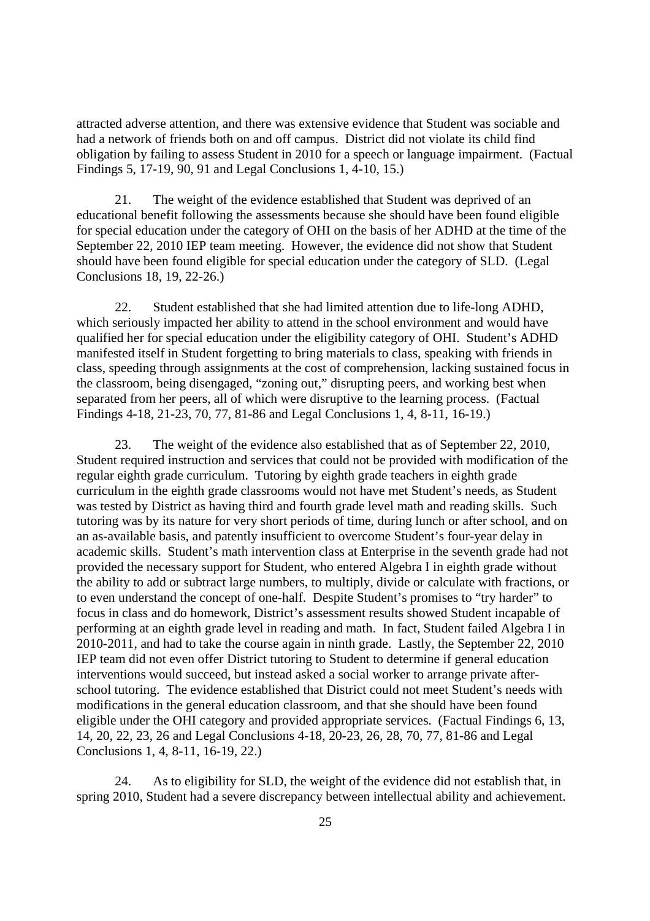attracted adverse attention, and there was extensive evidence that Student was sociable and had a network of friends both on and off campus. District did not violate its child find obligation by failing to assess Student in 2010 for a speech or language impairment. (Factual Findings 5, 17-19, 90, 91 and Legal Conclusions 1, 4-10, 15.)

21. The weight of the evidence established that Student was deprived of an educational benefit following the assessments because she should have been found eligible for special education under the category of OHI on the basis of her ADHD at the time of the September 22, 2010 IEP team meeting. However, the evidence did not show that Student should have been found eligible for special education under the category of SLD. (Legal Conclusions 18, 19, 22-26.)

22. Student established that she had limited attention due to life-long ADHD, which seriously impacted her ability to attend in the school environment and would have qualified her for special education under the eligibility category of OHI. Student's ADHD manifested itself in Student forgetting to bring materials to class, speaking with friends in class, speeding through assignments at the cost of comprehension, lacking sustained focus in the classroom, being disengaged, "zoning out," disrupting peers, and working best when separated from her peers, all of which were disruptive to the learning process. (Factual Findings 4-18, 21-23, 70, 77, 81-86 and Legal Conclusions 1, 4, 8-11, 16-19.)

23. The weight of the evidence also established that as of September 22, 2010, Student required instruction and services that could not be provided with modification of the regular eighth grade curriculum. Tutoring by eighth grade teachers in eighth grade curriculum in the eighth grade classrooms would not have met Student's needs, as Student was tested by District as having third and fourth grade level math and reading skills. Such tutoring was by its nature for very short periods of time, during lunch or after school, and on an as-available basis, and patently insufficient to overcome Student's four-year delay in academic skills. Student's math intervention class at Enterprise in the seventh grade had not provided the necessary support for Student, who entered Algebra I in eighth grade without the ability to add or subtract large numbers, to multiply, divide or calculate with fractions, or to even understand the concept of one-half. Despite Student's promises to "try harder" to focus in class and do homework, District's assessment results showed Student incapable of performing at an eighth grade level in reading and math. In fact, Student failed Algebra I in 2010-2011, and had to take the course again in ninth grade. Lastly, the September 22, 2010 IEP team did not even offer District tutoring to Student to determine if general education interventions would succeed, but instead asked a social worker to arrange private after-school tutoring. The evidence established that District could not meet Student's needs with modifications in the general education classroom, and that she should have been found eligible under the OHI category and provided appropriate services. (Factual Findings 6, 13, 14, 20, 22, 23, 26 and Legal Conclusions 4-18, 20-23, 26, 28, 70, 77, 81-86 and Legal Conclusions 1, 4, 8-11, 16-19, 22.)

24. As to eligibility for SLD, the weight of the evidence did not establish that, in spring 2010, Student had a severe discrepancy between intellectual ability and achievement.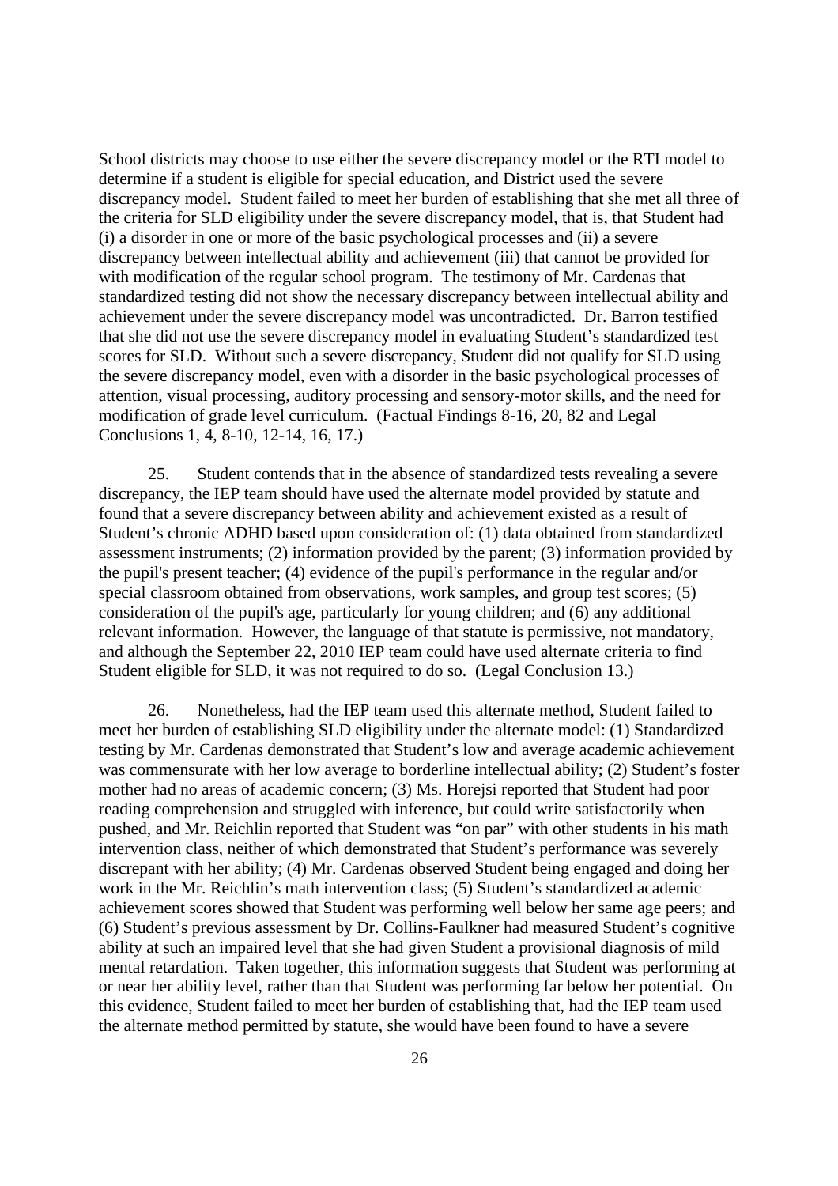School districts may choose to use either the severe discrepancy model or the RTI model to determine if a student is eligible for special education, and District used the severe discrepancy model. Student failed to meet her burden of establishing that she met all three of the criteria for SLD eligibility under the severe discrepancy model, that is, that Student had (i) a disorder in one or more of the basic psychological processes and (ii) a severe discrepancy between intellectual ability and achievement (iii) that cannot be provided for with modification of the regular school program. The testimony of Mr. Cardenas that standardized testing did not show the necessary discrepancy between intellectual ability and achievement under the severe discrepancy model was uncontradicted. Dr. Barron testified that she did not use the severe discrepancy model in evaluating Student's standardized test scores for SLD. Without such a severe discrepancy, Student did not qualify for SLD using the severe discrepancy model, even with a disorder in the basic psychological processes of attention, visual processing, auditory processing and sensory-motor skills, and the need for modification of grade level curriculum. (Factual Findings 8-16, 20, 82 and Legal Conclusions 1, 4, 8-10, 12-14, 16, 17.)

25. Student contends that in the absence of standardized tests revealing a severe discrepancy, the IEP team should have used the alternate model provided by statute and found that a severe discrepancy between ability and achievement existed as a result of Student's chronic ADHD based upon consideration of: (1) data obtained from standardized assessment instruments; (2) information provided by the parent; (3) information provided by the pupil's present teacher; (4) evidence of the pupil's performance in the regular and/or special classroom obtained from observations, work samples, and group test scores; (5) consideration of the pupil's age, particularly for young children; and (6) any additional relevant information. However, the language of that statute is permissive, not mandatory, and although the September 22, 2010 IEP team could have used alternate criteria to find Student eligible for SLD, it was not required to do so. (Legal Conclusion 13.)

26. Nonetheless, had the IEP team used this alternate method, Student failed to meet her burden of establishing SLD eligibility under the alternate model: (1) Standardized testing by Mr. Cardenas demonstrated that Student's low and average academic achievement was commensurate with her low average to borderline intellectual ability; (2) Student's foster mother had no areas of academic concern; (3) Ms. Horejsi reported that Student had poor reading comprehension and struggled with inference, but could write satisfactorily when pushed, and Mr. Reichlin reported that Student was "on par" with other students in his math intervention class, neither of which demonstrated that Student's performance was severely discrepant with her ability; (4) Mr. Cardenas observed Student being engaged and doing her work in the Mr. Reichlin's math intervention class; (5) Student's standardized academic achievement scores showed that Student was performing well below her same age peers; and (6) Student's previous assessment by Dr. Collins-Faulkner had measured Student's cognitive ability at such an impaired level that she had given Student a provisional diagnosis of mild mental retardation. Taken together, this information suggests that Student was performing at or near her ability level, rather than that Student was performing far below her potential. On this evidence, Student failed to meet her burden of establishing that, had the IEP team used the alternate method permitted by statute, she would have been found to have a severe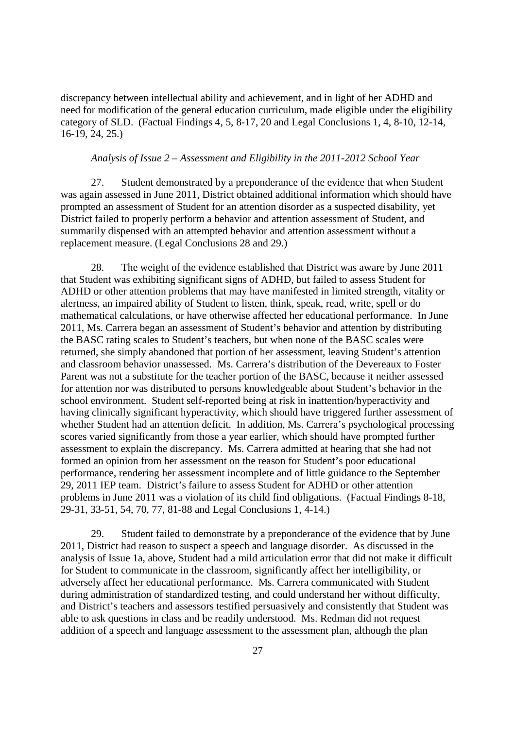discrepancy between intellectual ability and achievement, and in light of her ADHD and need for modification of the general education curriculum, made eligible under the eligibility category of SLD. (Factual Findings 4, 5, 8-17, 20 and Legal Conclusions 1, 4, 8-10, 12-14, 16-19, 24, 25.)

*Analysis of Issue 2 – Assessment and Eligibility in the 2011-2012 School Year*

27. Student demonstrated by a preponderance of the evidence that when Student was again assessed in June 2011, District obtained additional information which should have prompted an assessment of Student for an attention disorder as a suspected disability, yet District failed to properly perform a behavior and attention assessment of Student, and summarily dispensed with an attempted behavior and attention assessment without a replacement measure. (Legal Conclusions 28 and 29.)

28. The weight of the evidence established that District was aware by June 2011 that Student was exhibiting significant signs of ADHD, but failed to assess Student for ADHD or other attention problems that may have manifested in limited strength, vitality or alertness, an impaired ability of Student to listen, think, speak, read, write, spell or do mathematical calculations, or have otherwise affected her educational performance. In June 2011, Ms. Carrera began an assessment of Student's behavior and attention by distributing the BASC rating scales to Student's teachers, but when none of the BASC scales were returned, she simply abandoned that portion of her assessment, leaving Student's attention and classroom behavior unassessed. Ms. Carrera's distribution of the Devereaux to Foster Parent was not a substitute for the teacher portion of the BASC, because it neither assessed for attention nor was distributed to persons knowledgeable about Student's behavior in the school environment. Student self-reported being at risk in inattention/hyperactivity and having clinically significant hyperactivity, which should have triggered further assessment of whether Student had an attention deficit. In addition, Ms. Carrera's psychological processing scores varied significantly from those a year earlier, which should have prompted further assessment to explain the discrepancy. Ms. Carrera admitted at hearing that she had not formed an opinion from her assessment on the reason for Student's poor educational performance, rendering her assessment incomplete and of little guidance to the September 29, 2011 IEP team. District's failure to assess Student for ADHD or other attention problems in June 2011 was a violation of its child find obligations. (Factual Findings 8-18, 29-31, 33-51, 54, 70, 77, 81-88 and Legal Conclusions 1, 4-14.)

29. Student failed to demonstrate by a preponderance of the evidence that by June 2011, District had reason to suspect a speech and language disorder. As discussed in the analysis of Issue 1a, above, Student had a mild articulation error that did not make it difficult for Student to communicate in the classroom, significantly affect her intelligibility, or adversely affect her educational performance. Ms. Carrera communicated with Student during administration of standardized testing, and could understand her without difficulty, and District's teachers and assessors testified persuasively and consistently that Student was able to ask questions in class and be readily understood. Ms. Redman did not request addition of a speech and language assessment to the assessment plan, although the plan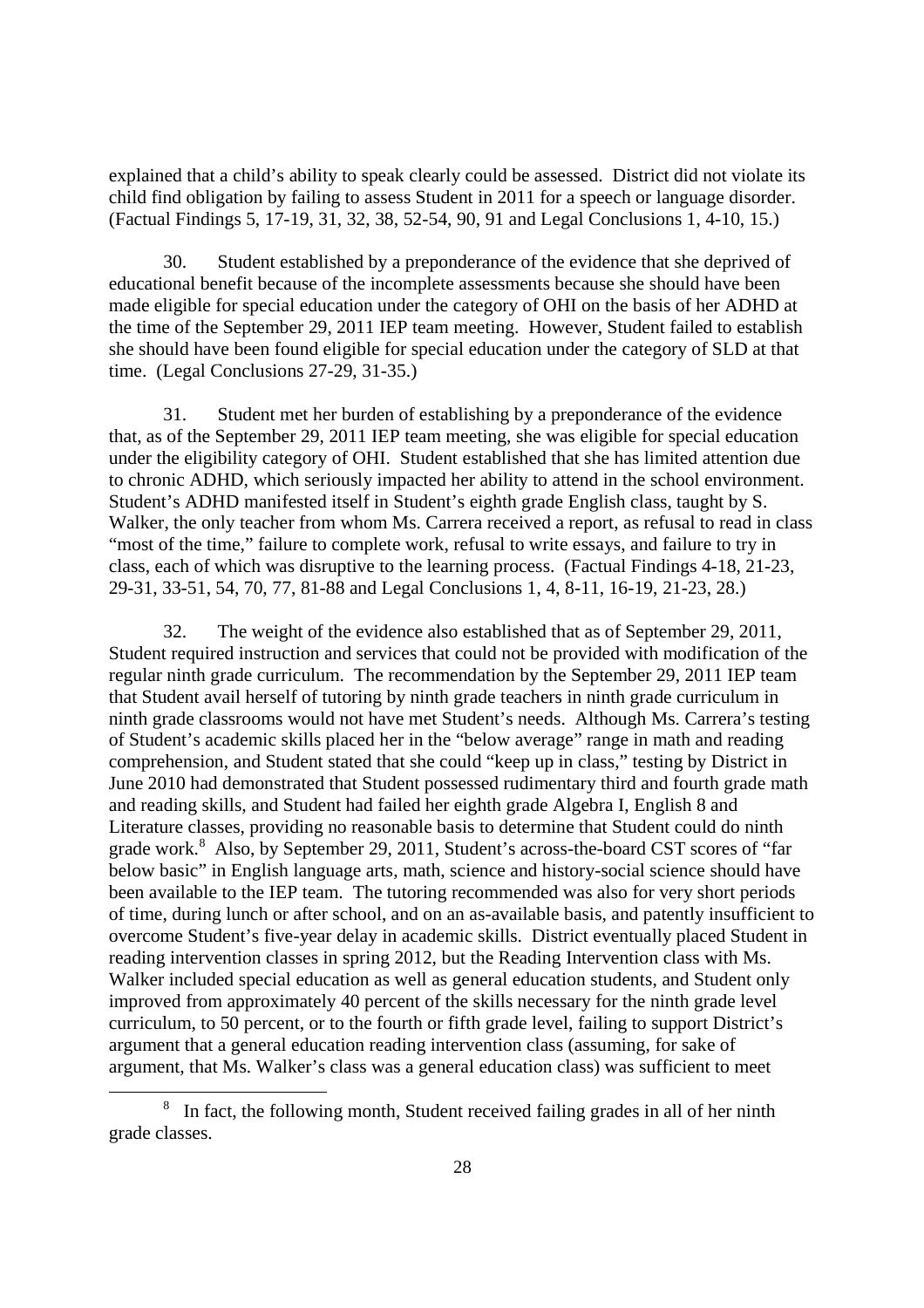explained that a child's ability to speak clearly could be assessed. District did not violate its child find obligation by failing to assess Student in 2011 for a speech or language disorder. (Factual Findings 5, 17-19, 31, 32, 38, 52-54, 90, 91 and Legal Conclusions 1, 4-10, 15.)

30. Student established by a preponderance of the evidence that she deprived of educational benefit because of the incomplete assessments because she should have been made eligible for special education under the category of OHI on the basis of her ADHD at the time of the September 29, 2011 IEP team meeting. However, Student failed to establish she should have been found eligible for special education under the category of SLD at that time. (Legal Conclusions 27-29, 31-35.)

31. Student met her burden of establishing by a preponderance of the evidence that, as of the September 29, 2011 IEP team meeting, she was eligible for special education under the eligibility category of OHI. Student established that she has limited attention due to chronic ADHD, which seriously impacted her ability to attend in the school environment. Student's ADHD manifested itself in Student's eighth grade English class, taught by S. Walker, the only teacher from whom Ms. Carrera received a report, as refusal to read in class "most of the time," failure to complete work, refusal to write essays, and failure to try in class, each of which was disruptive to the learning process. (Factual Findings 4-18, 21-23, 29-31, 33-51, 54, 70, 77, 81-88 and Legal Conclusions 1, 4, 8-11, 16-19, 21-23, 28.)

32. The weight of the evidence also established that as of September 29, 2011, Student required instruction and services that could not be provided with modification of the regular ninth grade curriculum. The recommendation by the September 29, 2011 IEP team that Student avail herself of tutoring by ninth grade teachers in ninth grade curriculum in ninth grade classrooms would not have met Student's needs. Although Ms. Carrera's testing of Student's academic skills placed her in the "below average" range in math and reading comprehension, and Student stated that she could "keep up in class," testing by District in June 2010 had demonstrated that Student possessed rudimentary third and fourth grade math and reading skills, and Student had failed her eighth grade Algebra I, English 8 and Literature classes, providing no reasonable basis to determine that Student could do ninth grade work.[8] Also, by September 29, 2011, Student's across-the-board CST scores of "far below basic" in English language arts, math, science and history-social science should have been available to the IEP team. The tutoring recommended was also for very short periods of time, during lunch or after school, and on an as-available basis, and patently insufficient to overcome Student's five-year delay in academic skills. District eventually placed Student in reading intervention classes in spring 2012, but the Reading Intervention class with Ms. Walker included special education as well as general education students, and Student only improved from approximately 40 percent of the skills necessary for the ninth grade level curriculum, to 50 percent, or to the fourth or fifth grade level, failing to support District's argument that a general education reading intervention class (assuming, for sake of argument, that Ms. Walker's class was a general education class) was sufficient to meet

[8] In fact, the following month, Student received failing grades in all of her ninth grade classes.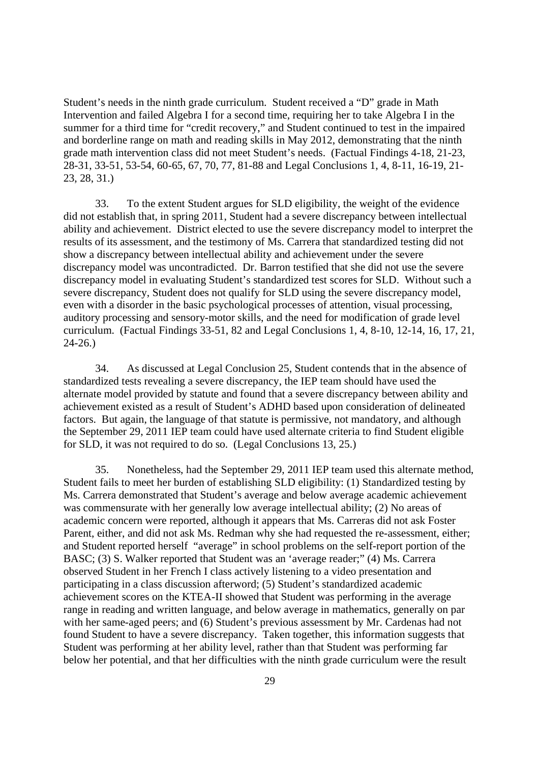Student's needs in the ninth grade curriculum. Student received a "D" grade in Math Intervention and failed Algebra I for a second time, requiring her to take Algebra I in the summer for a third time for "credit recovery," and Student continued to test in the impaired and borderline range on math and reading skills in May 2012, demonstrating that the ninth grade math intervention class did not meet Student's needs. (Factual Findings 4-18, 21-23, 28-31, 33-51, 53-54, 60-65, 67, 70, 77, 81-88 and Legal Conclusions 1, 4, 8-11, 16-19, 21-23, 28, 31.)

33. To the extent Student argues for SLD eligibility, the weight of the evidence did not establish that, in spring 2011, Student had a severe discrepancy between intellectual ability and achievement. District elected to use the severe discrepancy model to interpret the results of its assessment, and the testimony of Ms. Carrera that standardized testing did not show a discrepancy between intellectual ability and achievement under the severe discrepancy model was uncontradicted. Dr. Barron testified that she did not use the severe discrepancy model in evaluating Student's standardized test scores for SLD. Without such a severe discrepancy, Student does not qualify for SLD using the severe discrepancy model, even with a disorder in the basic psychological processes of attention, visual processing, auditory processing and sensory-motor skills, and the need for modification of grade level curriculum. (Factual Findings 33-51, 82 and Legal Conclusions 1, 4, 8-10, 12-14, 16, 17, 21, 24-26.)

34. As discussed at Legal Conclusion 25, Student contends that in the absence of standardized tests revealing a severe discrepancy, the IEP team should have used the alternate model provided by statute and found that a severe discrepancy between ability and achievement existed as a result of Student's ADHD based upon consideration of delineated factors. But again, the language of that statute is permissive, not mandatory, and although the September 29, 2011 IEP team could have used alternate criteria to find Student eligible for SLD, it was not required to do so. (Legal Conclusions 13, 25.)

35. Nonetheless, had the September 29, 2011 IEP team used this alternate method, Student fails to meet her burden of establishing SLD eligibility: (1) Standardized testing by Ms. Carrera demonstrated that Student's average and below average academic achievement was commensurate with her generally low average intellectual ability; (2) No areas of academic concern were reported, although it appears that Ms. Carreras did not ask Foster Parent, either, and did not ask Ms. Redman why she had requested the re-assessment, either; and Student reported herself "average" in school problems on the self-report portion of the BASC; (3) S. Walker reported that Student was an 'average reader;" (4) Ms. Carrera observed Student in her French I class actively listening to a video presentation and participating in a class discussion afterword; (5) Student's standardized academic achievement scores on the KTEA-II showed that Student was performing in the average range in reading and written language, and below average in mathematics, generally on par with her same-aged peers; and (6) Student's previous assessment by Mr. Cardenas had not found Student to have a severe discrepancy. Taken together, this information suggests that Student was performing at her ability level, rather than that Student was performing far below her potential, and that her difficulties with the ninth grade curriculum were the result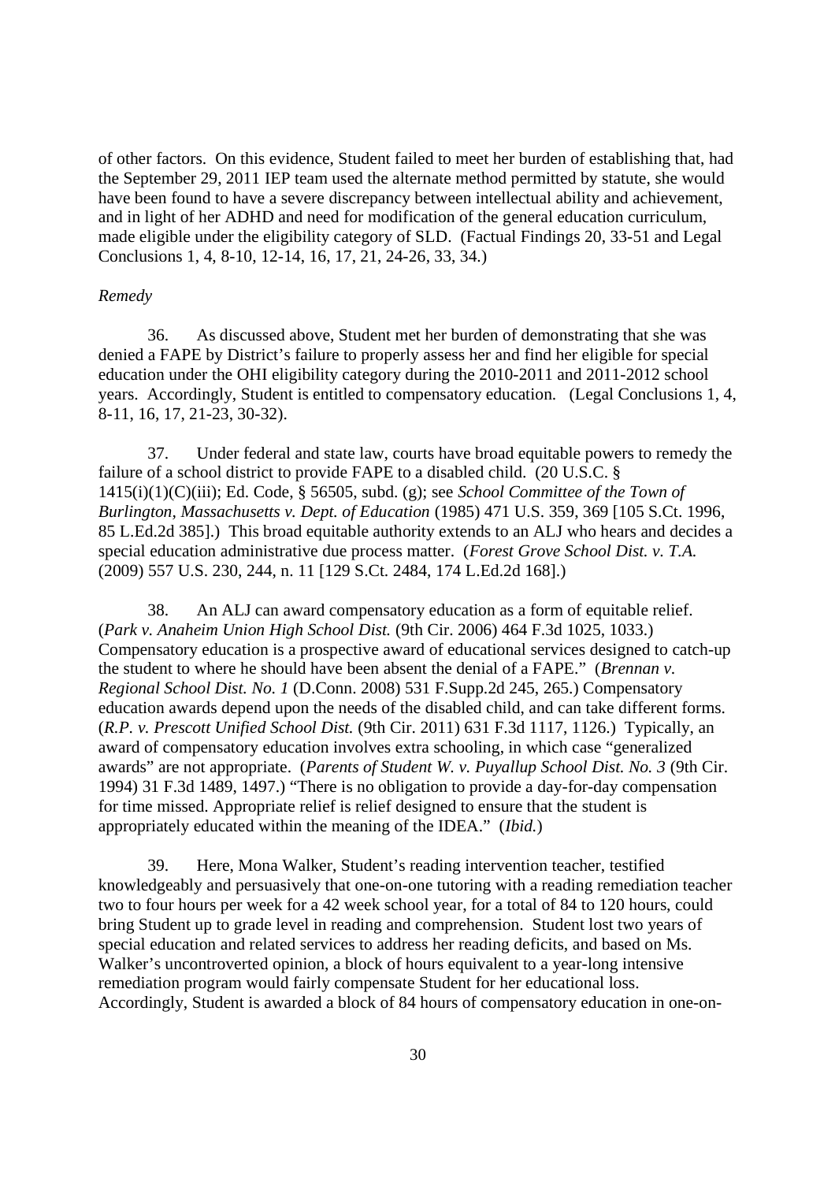of other factors. On this evidence, Student failed to meet her burden of establishing that, had the September 29, 2011 IEP team used the alternate method permitted by statute, she would have been found to have a severe discrepancy between intellectual ability and achievement, and in light of her ADHD and need for modification of the general education curriculum, made eligible under the eligibility category of SLD. (Factual Findings 20, 33-51 and Legal Conclusions 1, 4, 8-10, 12-14, 16, 17, 21, 24-26, 33, 34.)

*Remedy*

36. As discussed above, Student met her burden of demonstrating that she was denied a FAPE by District's failure to properly assess her and find her eligible for special education under the OHI eligibility category during the 2010-2011 and 2011-2012 school years. Accordingly, Student is entitled to compensatory education. (Legal Conclusions 1, 4, 8-11, 16, 17, 21-23, 30-32).

37. Under federal and state law, courts have broad equitable powers to remedy the failure of a school district to provide FAPE to a disabled child. (20 U.S.C. § 1415(i)(1)(C)(iii); Ed. Code, § 56505, subd. (g); see *School Committee of the Town of Burlington, Massachusetts v. Dept. of Education* (1985) 471 U.S. 359, 369 [105 S.Ct. 1996, 85 L.Ed.2d 385].) This broad equitable authority extends to an ALJ who hears and decides a special education administrative due process matter. (*Forest Grove School Dist. v. T.A.* (2009) 557 U.S. 230, 244, n. 11 [129 S.Ct. 2484, 174 L.Ed.2d 168].)

38. An ALJ can award compensatory education as a form of equitable relief. (*Park v. Anaheim Union High School Dist.* (9th Cir. 2006) 464 F.3d 1025, 1033.) Compensatory education is a prospective award of educational services designed to catch-up the student to where he should have been absent the denial of a FAPE." (*Brennan v. Regional School Dist. No. 1* (D.Conn. 2008) 531 F.Supp.2d 245, 265.) Compensatory education awards depend upon the needs of the disabled child, and can take different forms. (*R.P. v. Prescott Unified School Dist.* (9th Cir. 2011) 631 F.3d 1117, 1126.) Typically, an award of compensatory education involves extra schooling, in which case "generalized awards" are not appropriate. (*Parents of Student W. v. Puyallup School Dist. No. 3* (9th Cir. 1994) 31 F.3d 1489, 1497.) "There is no obligation to provide a day-for-day compensation for time missed. Appropriate relief is relief designed to ensure that the student is appropriately educated within the meaning of the IDEA." (*Ibid.*)

39. Here, Mona Walker, Student's reading intervention teacher, testified knowledgeably and persuasively that one-on-one tutoring with a reading remediation teacher two to four hours per week for a 42 week school year, for a total of 84 to 120 hours, could bring Student up to grade level in reading and comprehension. Student lost two years of special education and related services to address her reading deficits, and based on Ms. Walker's uncontroverted opinion, a block of hours equivalent to a year-long intensive remediation program would fairly compensate Student for her educational loss. Accordingly, Student is awarded a block of 84 hours of compensatory education in one-on-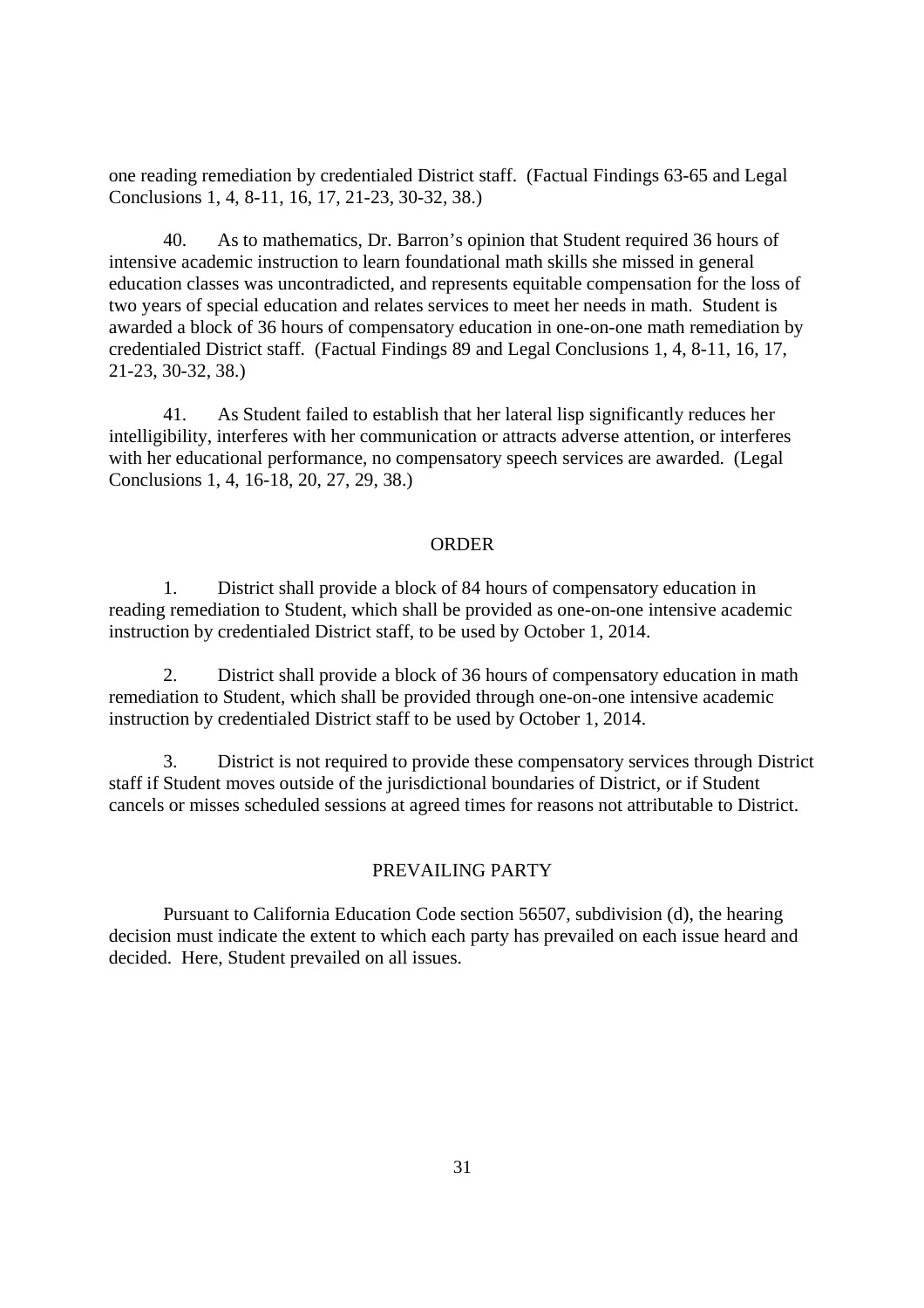one reading remediation by credentialed District staff. (Factual Findings 63-65 and Legal Conclusions 1, 4, 8-11, 16, 17, 21-23, 30-32, 38.)

40. As to mathematics, Dr. Barron's opinion that Student required 36 hours of intensive academic instruction to learn foundational math skills she missed in general education classes was uncontradicted, and represents equitable compensation for the loss of two years of special education and relates services to meet her needs in math. Student is awarded a block of 36 hours of compensatory education in one-on-one math remediation by credentialed District staff. (Factual Findings 89 and Legal Conclusions 1, 4, 8-11, 16, 17, 21-23, 30-32, 38.)

41. As Student failed to establish that her lateral lisp significantly reduces her intelligibility, interferes with her communication or attracts adverse attention, or interferes with her educational performance, no compensatory speech services are awarded. (Legal Conclusions 1, 4, 16-18, 20, 27, 29, 38.)

## ORDER

1. District shall provide a block of 84 hours of compensatory education in reading remediation to Student, which shall be provided as one-on-one intensive academic instruction by credentialed District staff, to be used by October 1, 2014.

2. District shall provide a block of 36 hours of compensatory education in math remediation to Student, which shall be provided through one-on-one intensive academic instruction by credentialed District staff to be used by October 1, 2014.

3. District is not required to provide these compensatory services through District staff if Student moves outside of the jurisdictional boundaries of District, or if Student cancels or misses scheduled sessions at agreed times for reasons not attributable to District.

## PREVAILING PARTY

Pursuant to California Education Code section 56507, subdivision (d), the hearing decision must indicate the extent to which each party has prevailed on each issue heard and decided. Here, Student prevailed on all issues.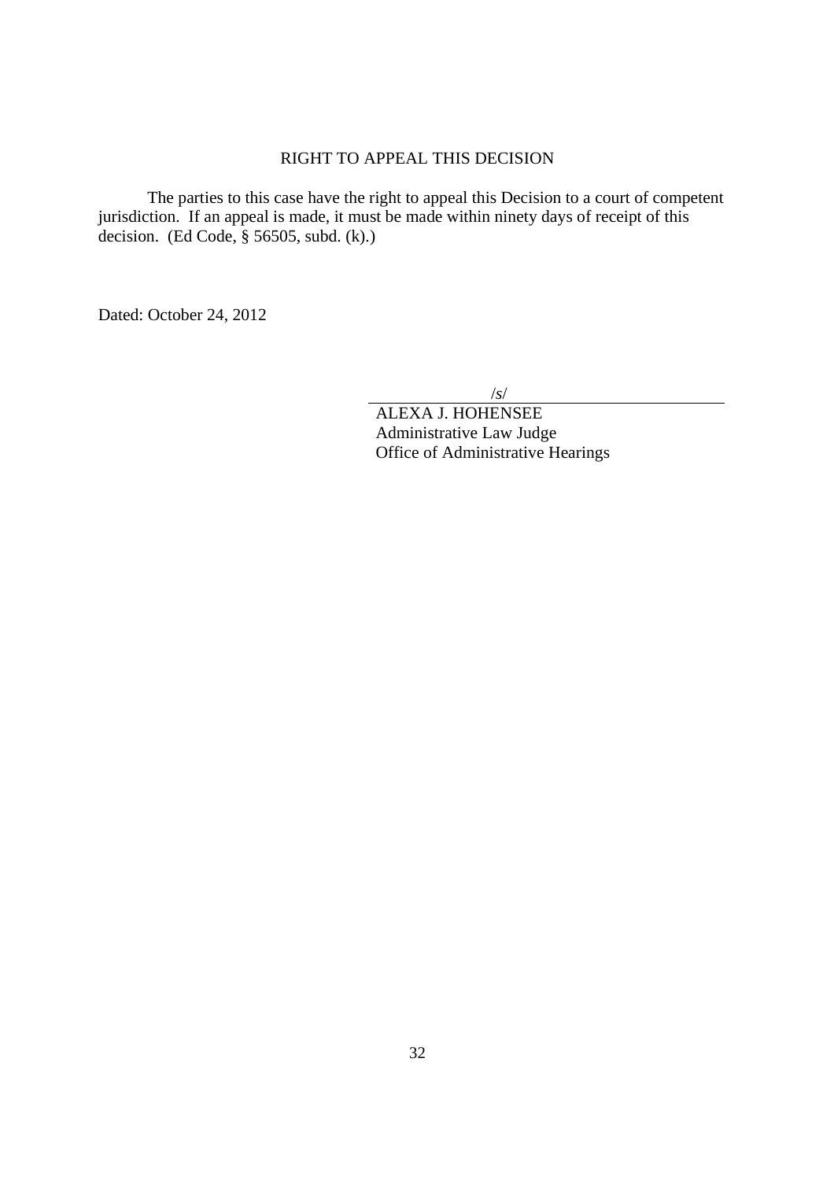## RIGHT TO APPEAL THIS DECISION

The parties to this case have the right to appeal this Decision to a court of competent jurisdiction. If an appeal is made, it must be made within ninety days of receipt of this decision. (Ed Code, § 56505, subd. (k).)

Dated: October 24, 2012

/s/

ALEXA J. HOHENSEE
Administrative Law Judge
Office of Administrative Hearings